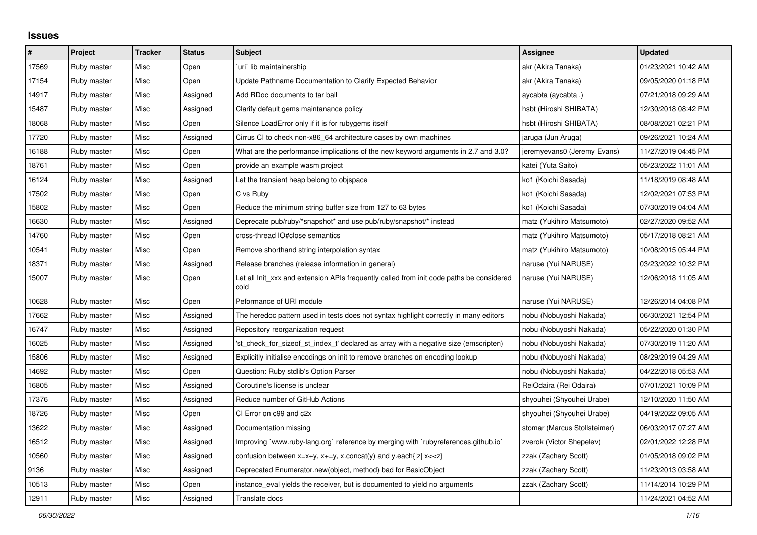# Issues

| # | Project | Tracker | Status | Subject | Assignee | Updated |
|---|---|---|---|---|---|---|
| 17569 | Ruby master | Misc | Open | `uri` lib maintainership | akr (Akira Tanaka) | 01/23/2021 10:42 AM |
| 17154 | Ruby master | Misc | Open | Update Pathname Documentation to Clarify Expected Behavior | akr (Akira Tanaka) | 09/05/2020 01:18 PM |
| 14917 | Ruby master | Misc | Assigned | Add RDoc documents to tar ball | aycabta (aycabta .) | 07/21/2018 09:29 AM |
| 15487 | Ruby master | Misc | Assigned | Clarify default gems maintanance policy | hsbt (Hiroshi SHIBATA) | 12/30/2018 08:42 PM |
| 18068 | Ruby master | Misc | Open | Silence LoadError only if it is for rubygems itself | hsbt (Hiroshi SHIBATA) | 08/08/2021 02:21 PM |
| 17720 | Ruby master | Misc | Assigned | Cirrus CI to check non-x86_64 architecture cases by own machines | jaruga (Jun Aruga) | 09/26/2021 10:24 AM |
| 16188 | Ruby master | Misc | Open | What are the performance implications of the new keyword arguments in 2.7 and 3.0? | jeremyevans0 (Jeremy Evans) | 11/27/2019 04:45 PM |
| 18761 | Ruby master | Misc | Open | provide an example wasm project | katei (Yuta Saito) | 05/23/2022 11:01 AM |
| 16124 | Ruby master | Misc | Assigned | Let the transient heap belong to objspace | ko1 (Koichi Sasada) | 11/18/2019 08:48 AM |
| 17502 | Ruby master | Misc | Open | C vs Ruby | ko1 (Koichi Sasada) | 12/02/2021 07:53 PM |
| 15802 | Ruby master | Misc | Open | Reduce the minimum string buffer size from 127 to 63 bytes | ko1 (Koichi Sasada) | 07/30/2019 04:04 AM |
| 16630 | Ruby master | Misc | Assigned | Deprecate pub/ruby/*snapshot* and use pub/ruby/snapshot/* instead | matz (Yukihiro Matsumoto) | 02/27/2020 09:52 AM |
| 14760 | Ruby master | Misc | Open | cross-thread IO#close semantics | matz (Yukihiro Matsumoto) | 05/17/2018 08:21 AM |
| 10541 | Ruby master | Misc | Open | Remove shorthand string interpolation syntax | matz (Yukihiro Matsumoto) | 10/08/2015 05:44 PM |
| 18371 | Ruby master | Misc | Assigned | Release branches (release information in general) | naruse (Yui NARUSE) | 03/23/2022 10:32 PM |
| 15007 | Ruby master | Misc | Open | Let all Init_xxx and extension APIs frequently called from init code paths be considered cold | naruse (Yui NARUSE) | 12/06/2018 11:05 AM |
| 10628 | Ruby master | Misc | Open | Peformance of URI module | naruse (Yui NARUSE) | 12/26/2014 04:08 PM |
| 17662 | Ruby master | Misc | Assigned | The heredoc pattern used in tests does not syntax highlight correctly in many editors | nobu (Nobuyoshi Nakada) | 06/30/2021 12:54 PM |
| 16747 | Ruby master | Misc | Assigned | Repository reorganization request | nobu (Nobuyoshi Nakada) | 05/22/2020 01:30 PM |
| 16025 | Ruby master | Misc | Assigned | 'st_check_for_sizeof_st_index_t' declared as array with a negative size (emscripten) | nobu (Nobuyoshi Nakada) | 07/30/2019 11:20 AM |
| 15806 | Ruby master | Misc | Assigned | Explicitly initialise encodings on init to remove branches on encoding lookup | nobu (Nobuyoshi Nakada) | 08/29/2019 04:29 AM |
| 14692 | Ruby master | Misc | Open | Question: Ruby stdlib's Option Parser | nobu (Nobuyoshi Nakada) | 04/22/2018 05:53 AM |
| 16805 | Ruby master | Misc | Assigned | Coroutine's license is unclear | ReiOdaira (Rei Odaira) | 07/01/2021 10:09 PM |
| 17376 | Ruby master | Misc | Assigned | Reduce number of GitHub Actions | shyouhei (Shyouhei Urabe) | 12/10/2020 11:50 AM |
| 18726 | Ruby master | Misc | Open | CI Error on c99 and c2x | shyouhei (Shyouhei Urabe) | 04/19/2022 09:05 AM |
| 13622 | Ruby master | Misc | Assigned | Documentation missing | stomar (Marcus Stollsteimer) | 06/03/2017 07:27 AM |
| 16512 | Ruby master | Misc | Assigned | Improving `www.ruby-lang.org` reference by merging with `rubyreferences.github.io` | zverok (Victor Shepelev) | 02/01/2022 12:28 PM |
| 10560 | Ruby master | Misc | Assigned | confusion between x=x+y, x+=y, x.concat(y) and y.each{\|z\| x<<z} | zzak (Zachary Scott) | 01/05/2018 09:02 PM |
| 9136 | Ruby master | Misc | Assigned | Deprecated Enumerator.new(object, method) bad for BasicObject | zzak (Zachary Scott) | 11/23/2013 03:58 AM |
| 10513 | Ruby master | Misc | Open | instance_eval yields the receiver, but is documented to yield no arguments | zzak (Zachary Scott) | 11/14/2014 10:29 PM |
| 12911 | Ruby master | Misc | Assigned | Translate docs | | 11/24/2021 04:52 AM |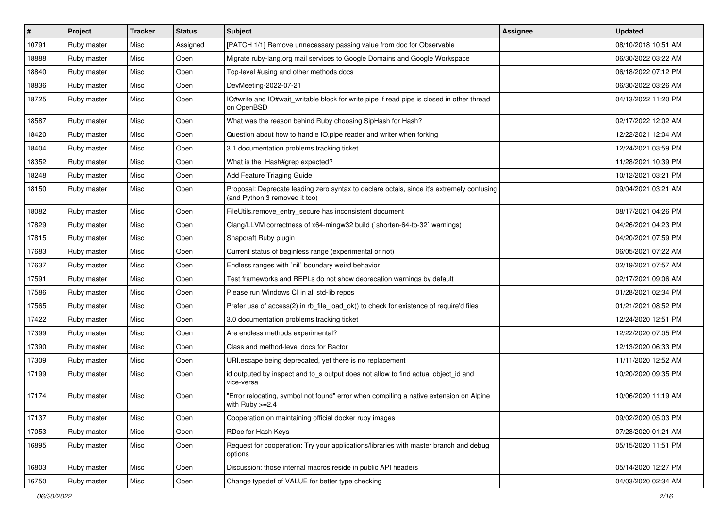| # | Project | Tracker | Status | Subject | Assignee | Updated |
| --- | --- | --- | --- | --- | --- | --- |
| 10791 | Ruby master | Misc | Assigned | [PATCH 1/1] Remove unnecessary passing value from doc for Observable | | 08/10/2018 10:51 AM |
| 18888 | Ruby master | Misc | Open | Migrate ruby-lang.org mail services to Google Domains and Google Workspace | | 06/30/2022 03:22 AM |
| 18840 | Ruby master | Misc | Open | Top-level #using and other methods docs | | 06/18/2022 07:12 PM |
| 18836 | Ruby master | Misc | Open | DevMeeting-2022-07-21 | | 06/30/2022 03:26 AM |
| 18725 | Ruby master | Misc | Open | IO#write and IO#wait_writable block for write pipe if read pipe is closed in other thread on OpenBSD | | 04/13/2022 11:20 PM |
| 18587 | Ruby master | Misc | Open | What was the reason behind Ruby choosing SipHash for Hash? | | 02/17/2022 12:02 AM |
| 18420 | Ruby master | Misc | Open | Question about how to handle IO.pipe reader and writer when forking | | 12/22/2021 12:04 AM |
| 18404 | Ruby master | Misc | Open | 3.1 documentation problems tracking ticket | | 12/24/2021 03:59 PM |
| 18352 | Ruby master | Misc | Open | What is the Hash#grep expected? | | 11/28/2021 10:39 PM |
| 18248 | Ruby master | Misc | Open | Add Feature Triaging Guide | | 10/12/2021 03:21 PM |
| 18150 | Ruby master | Misc | Open | Proposal: Deprecate leading zero syntax to declare octals, since it's extremely confusing (and Python 3 removed it too) | | 09/04/2021 03:21 AM |
| 18082 | Ruby master | Misc | Open | FileUtils.remove_entry_secure has inconsistent document | | 08/17/2021 04:26 PM |
| 17829 | Ruby master | Misc | Open | Clang/LLVM correctness of x64-mingw32 build (`shorten-64-to-32` warnings) | | 04/26/2021 04:23 PM |
| 17815 | Ruby master | Misc | Open | Snapcraft Ruby plugin | | 04/20/2021 07:59 PM |
| 17683 | Ruby master | Misc | Open | Current status of beginless range (experimental or not) | | 06/05/2021 07:22 AM |
| 17637 | Ruby master | Misc | Open | Endless ranges with `nil` boundary weird behavior | | 02/19/2021 07:57 AM |
| 17591 | Ruby master | Misc | Open | Test frameworks and REPLs do not show deprecation warnings by default | | 02/17/2021 09:06 AM |
| 17586 | Ruby master | Misc | Open | Please run Windows CI in all std-lib repos | | 01/28/2021 02:34 PM |
| 17565 | Ruby master | Misc | Open | Prefer use of access(2) in rb_file_load_ok() to check for existence of require'd files | | 01/21/2021 08:52 PM |
| 17422 | Ruby master | Misc | Open | 3.0 documentation problems tracking ticket | | 12/24/2020 12:51 PM |
| 17399 | Ruby master | Misc | Open | Are endless methods experimental? | | 12/22/2020 07:05 PM |
| 17390 | Ruby master | Misc | Open | Class and method-level docs for Ractor | | 12/13/2020 06:33 PM |
| 17309 | Ruby master | Misc | Open | URI.escape being deprecated, yet there is no replacement | | 11/11/2020 12:52 AM |
| 17199 | Ruby master | Misc | Open | id outputed by inspect and to_s output does not allow to find actual object_id and vice-versa | | 10/20/2020 09:35 PM |
| 17174 | Ruby master | Misc | Open | "Error relocating, symbol not found" error when compiling a native extension on Alpine with Ruby >=2.4 | | 10/06/2020 11:19 AM |
| 17137 | Ruby master | Misc | Open | Cooperation on maintaining official docker ruby images | | 09/02/2020 05:03 PM |
| 17053 | Ruby master | Misc | Open | RDoc for Hash Keys | | 07/28/2020 01:21 AM |
| 16895 | Ruby master | Misc | Open | Request for cooperation: Try your applications/libraries with master branch and debug options | | 05/15/2020 11:51 PM |
| 16803 | Ruby master | Misc | Open | Discussion: those internal macros reside in public API headers | | 05/14/2020 12:27 PM |
| 16750 | Ruby master | Misc | Open | Change typedef of VALUE for better type checking | | 04/03/2020 02:34 AM |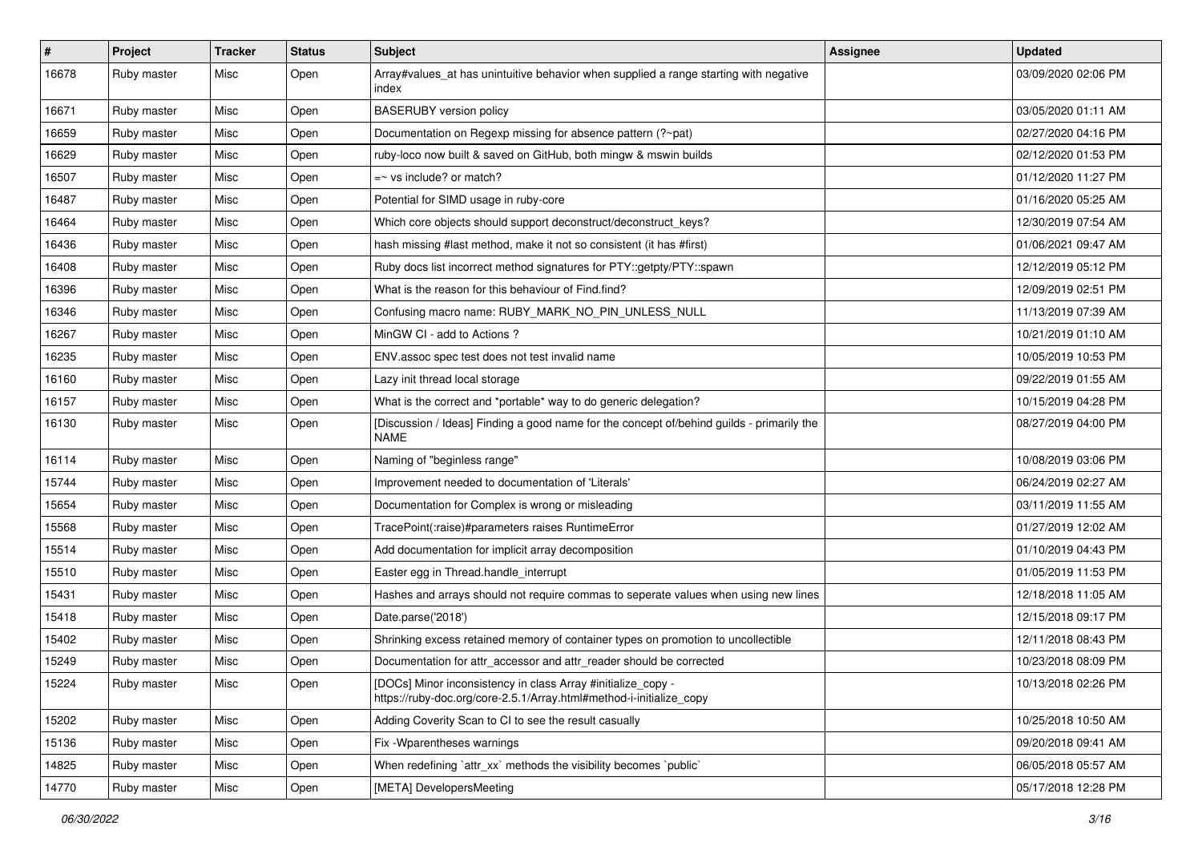| # | Project | Tracker | Status | Subject | Assignee | Updated |
| --- | --- | --- | --- | --- | --- | --- |
| 16678 | Ruby master | Misc | Open | Array#values_at has unintuitive behavior when supplied a range starting with negative index | | 03/09/2020 02:06 PM |
| 16671 | Ruby master | Misc | Open | BASERUBY version policy | | 03/05/2020 01:11 AM |
| 16659 | Ruby master | Misc | Open | Documentation on Regexp missing for absence pattern (?~pat) | | 02/27/2020 04:16 PM |
| 16629 | Ruby master | Misc | Open | ruby-loco now built & saved on GitHub, both mingw & mswin builds | | 02/12/2020 01:53 PM |
| 16507 | Ruby master | Misc | Open | =~ vs include? or match? | | 01/12/2020 11:27 PM |
| 16487 | Ruby master | Misc | Open | Potential for SIMD usage in ruby-core | | 01/16/2020 05:25 AM |
| 16464 | Ruby master | Misc | Open | Which core objects should support deconstruct/deconstruct_keys? | | 12/30/2019 07:54 AM |
| 16436 | Ruby master | Misc | Open | hash missing #last method, make it not so consistent (it has #first) | | 01/06/2021 09:47 AM |
| 16408 | Ruby master | Misc | Open | Ruby docs list incorrect method signatures for PTY::getpty/PTY::spawn | | 12/12/2019 05:12 PM |
| 16396 | Ruby master | Misc | Open | What is the reason for this behaviour of Find.find? | | 12/09/2019 02:51 PM |
| 16346 | Ruby master | Misc | Open | Confusing macro name: RUBY_MARK_NO_PIN_UNLESS_NULL | | 11/13/2019 07:39 AM |
| 16267 | Ruby master | Misc | Open | MinGW CI - add to Actions ? | | 10/21/2019 01:10 AM |
| 16235 | Ruby master | Misc | Open | ENV.assoc spec test does not test invalid name | | 10/05/2019 10:53 PM |
| 16160 | Ruby master | Misc | Open | Lazy init thread local storage | | 09/22/2019 01:55 AM |
| 16157 | Ruby master | Misc | Open | What is the correct and *portable* way to do generic delegation? | | 10/15/2019 04:28 PM |
| 16130 | Ruby master | Misc | Open | [Discussion / Ideas] Finding a good name for the concept of/behind guilds - primarily the NAME | | 08/27/2019 04:00 PM |
| 16114 | Ruby master | Misc | Open | Naming of "beginless range" | | 10/08/2019 03:06 PM |
| 15744 | Ruby master | Misc | Open | Improvement needed to documentation of 'Literals' | | 06/24/2019 02:27 AM |
| 15654 | Ruby master | Misc | Open | Documentation for Complex is wrong or misleading | | 03/11/2019 11:55 AM |
| 15568 | Ruby master | Misc | Open | TracePoint(:raise)#parameters raises RuntimeError | | 01/27/2019 12:02 AM |
| 15514 | Ruby master | Misc | Open | Add documentation for implicit array decomposition | | 01/10/2019 04:43 PM |
| 15510 | Ruby master | Misc | Open | Easter egg in Thread.handle_interrupt | | 01/05/2019 11:53 PM |
| 15431 | Ruby master | Misc | Open | Hashes and arrays should not require commas to seperate values when using new lines | | 12/18/2018 11:05 AM |
| 15418 | Ruby master | Misc | Open | Date.parse('2018') | | 12/15/2018 09:17 PM |
| 15402 | Ruby master | Misc | Open | Shrinking excess retained memory of container types on promotion to uncollectible | | 12/11/2018 08:43 PM |
| 15249 | Ruby master | Misc | Open | Documentation for attr_accessor and attr_reader should be corrected | | 10/23/2018 08:09 PM |
| 15224 | Ruby master | Misc | Open | [DOCs] Minor inconsistency in class Array #initialize_copy - https://ruby-doc.org/core-2.5.1/Array.html#method-i-initialize_copy | | 10/13/2018 02:26 PM |
| 15202 | Ruby master | Misc | Open | Adding Coverity Scan to CI to see the result casually | | 10/25/2018 10:50 AM |
| 15136 | Ruby master | Misc | Open | Fix -Wparentheses warnings | | 09/20/2018 09:41 AM |
| 14825 | Ruby master | Misc | Open | When redefining `attr_xx` methods the visibility becomes `public` | | 06/05/2018 05:57 AM |
| 14770 | Ruby master | Misc | Open | [META] DevelopersMeeting | | 05/17/2018 12:28 PM |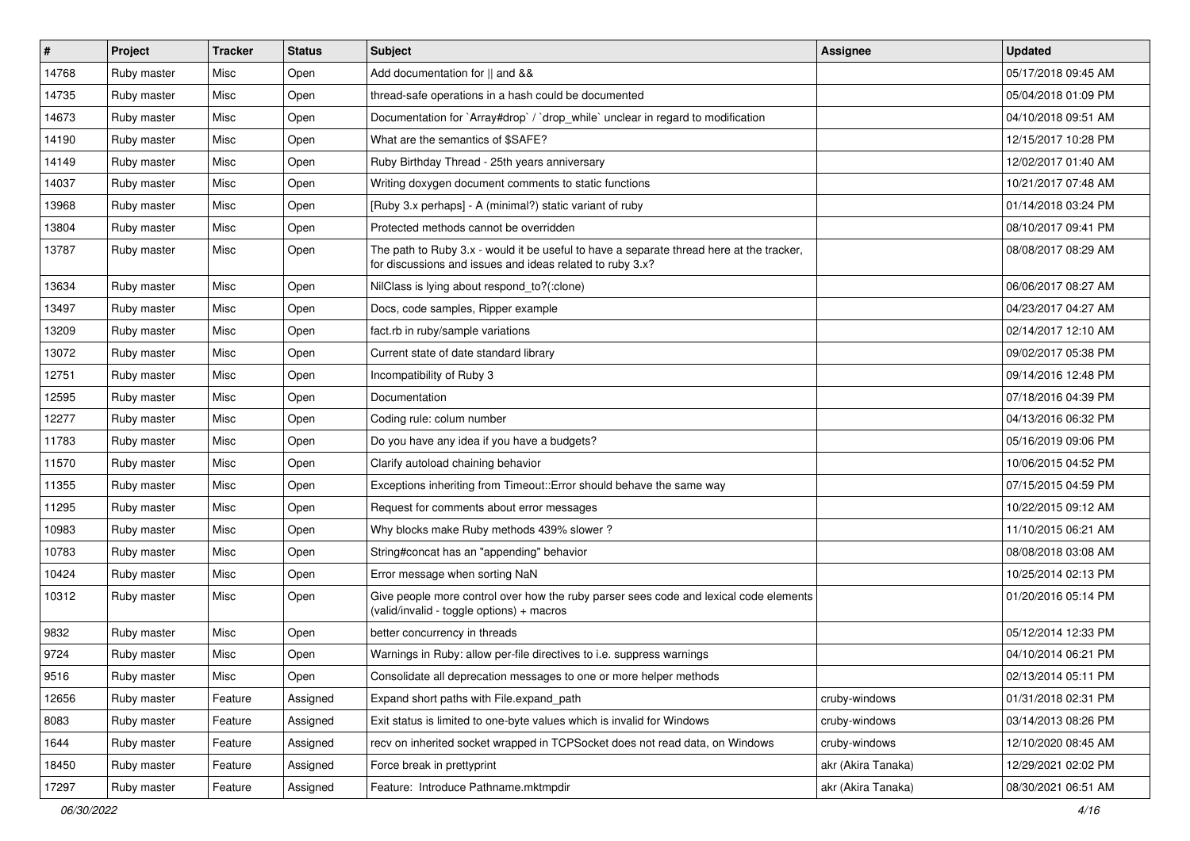| # | Project | Tracker | Status | Subject | Assignee | Updated |
|---|---|---|---|---|---|---|
| 14768 | Ruby master | Misc | Open | Add documentation for \|\| and && | | 05/17/2018 09:45 AM |
| 14735 | Ruby master | Misc | Open | thread-safe operations in a hash could be documented | | 05/04/2018 01:09 PM |
| 14673 | Ruby master | Misc | Open | Documentation for `Array#drop` / `drop_while` unclear in regard to modification | | 04/10/2018 09:51 AM |
| 14190 | Ruby master | Misc | Open | What are the semantics of $SAFE? | | 12/15/2017 10:28 PM |
| 14149 | Ruby master | Misc | Open | Ruby Birthday Thread - 25th years anniversary | | 12/02/2017 01:40 AM |
| 14037 | Ruby master | Misc | Open | Writing doxygen document comments to static functions | | 10/21/2017 07:48 AM |
| 13968 | Ruby master | Misc | Open | [Ruby 3.x perhaps] - A (minimal?) static variant of ruby | | 01/14/2018 03:24 PM |
| 13804 | Ruby master | Misc | Open | Protected methods cannot be overridden | | 08/10/2017 09:41 PM |
| 13787 | Ruby master | Misc | Open | The path to Ruby 3.x - would it be useful to have a separate thread here at the tracker, for discussions and issues and ideas related to ruby 3.x? | | 08/08/2017 08:29 AM |
| 13634 | Ruby master | Misc | Open | NilClass is lying about respond_to?(:clone) | | 06/06/2017 08:27 AM |
| 13497 | Ruby master | Misc | Open | Docs, code samples, Ripper example | | 04/23/2017 04:27 AM |
| 13209 | Ruby master | Misc | Open | fact.rb in ruby/sample variations | | 02/14/2017 12:10 AM |
| 13072 | Ruby master | Misc | Open | Current state of date standard library | | 09/02/2017 05:38 PM |
| 12751 | Ruby master | Misc | Open | Incompatibility of Ruby 3 | | 09/14/2016 12:48 PM |
| 12595 | Ruby master | Misc | Open | Documentation | | 07/18/2016 04:39 PM |
| 12277 | Ruby master | Misc | Open | Coding rule: colum number | | 04/13/2016 06:32 PM |
| 11783 | Ruby master | Misc | Open | Do you have any idea if you have a budgets? | | 05/16/2019 09:06 PM |
| 11570 | Ruby master | Misc | Open | Clarify autoload chaining behavior | | 10/06/2015 04:52 PM |
| 11355 | Ruby master | Misc | Open | Exceptions inheriting from Timeout::Error should behave the same way | | 07/15/2015 04:59 PM |
| 11295 | Ruby master | Misc | Open | Request for comments about error messages | | 10/22/2015 09:12 AM |
| 10983 | Ruby master | Misc | Open | Why blocks make Ruby methods 439% slower ? | | 11/10/2015 06:21 AM |
| 10783 | Ruby master | Misc | Open | String#concat has an "appending" behavior | | 08/08/2018 03:08 AM |
| 10424 | Ruby master | Misc | Open | Error message when sorting NaN | | 10/25/2014 02:13 PM |
| 10312 | Ruby master | Misc | Open | Give people more control over how the ruby parser sees code and lexical code elements (valid/invalid - toggle options) + macros | | 01/20/2016 05:14 PM |
| 9832 | Ruby master | Misc | Open | better concurrency in threads | | 05/12/2014 12:33 PM |
| 9724 | Ruby master | Misc | Open | Warnings in Ruby: allow per-file directives to i.e. suppress warnings | | 04/10/2014 06:21 PM |
| 9516 | Ruby master | Misc | Open | Consolidate all deprecation messages to one or more helper methods | | 02/13/2014 05:11 PM |
| 12656 | Ruby master | Feature | Assigned | Expand short paths with File.expand_path | cruby-windows | 01/31/2018 02:31 PM |
| 8083 | Ruby master | Feature | Assigned | Exit status is limited to one-byte values which is invalid for Windows | cruby-windows | 03/14/2013 08:26 PM |
| 1644 | Ruby master | Feature | Assigned | recv on inherited socket wrapped in TCPSocket does not read data, on Windows | cruby-windows | 12/10/2020 08:45 AM |
| 18450 | Ruby master | Feature | Assigned | Force break in prettyprint | akr (Akira Tanaka) | 12/29/2021 02:02 PM |
| 17297 | Ruby master | Feature | Assigned | Feature: Introduce Pathname.mktmpdir | akr (Akira Tanaka) | 08/30/2021 06:51 AM |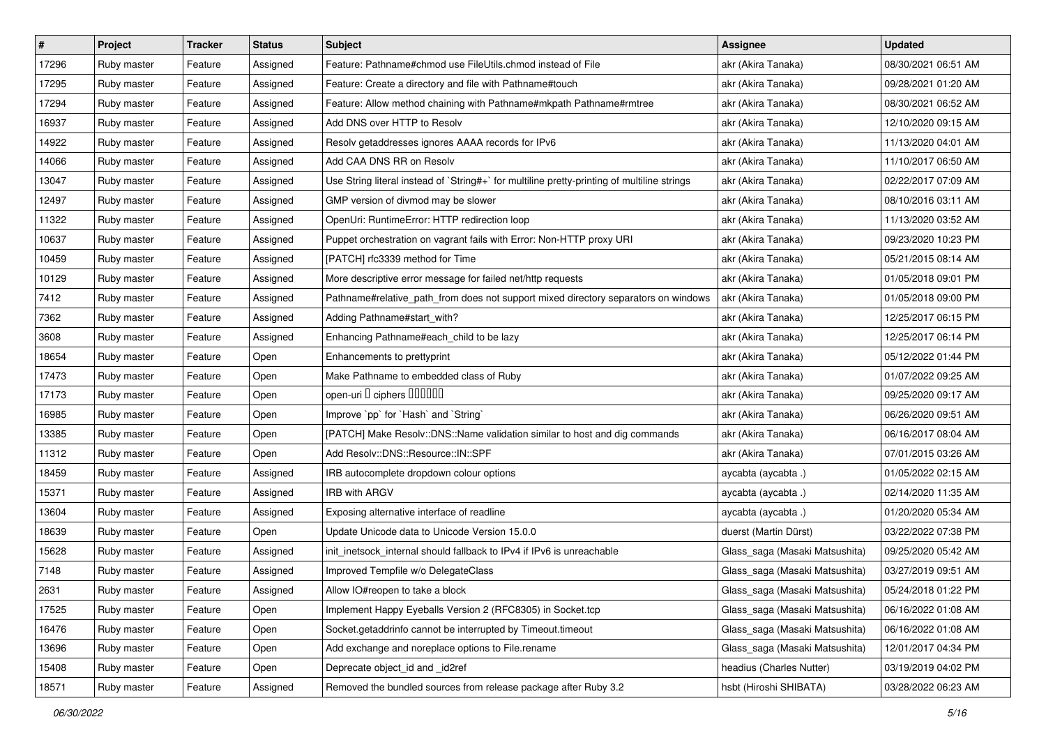| # | Project | Tracker | Status | Subject | Assignee | Updated |
|---|---|---|---|---|---|---|
| 17296 | Ruby master | Feature | Assigned | Feature: Pathname#chmod use FileUtils.chmod instead of File | akr (Akira Tanaka) | 08/30/2021 06:51 AM |
| 17295 | Ruby master | Feature | Assigned | Feature: Create a directory and file with Pathname#touch | akr (Akira Tanaka) | 09/28/2021 01:20 AM |
| 17294 | Ruby master | Feature | Assigned | Feature: Allow method chaining with Pathname#mkpath Pathname#rmtree | akr (Akira Tanaka) | 08/30/2021 06:52 AM |
| 16937 | Ruby master | Feature | Assigned | Add DNS over HTTP to Resolv | akr (Akira Tanaka) | 12/10/2020 09:15 AM |
| 14922 | Ruby master | Feature | Assigned | Resolv getaddresses ignores AAAA records for IPv6 | akr (Akira Tanaka) | 11/13/2020 04:01 AM |
| 14066 | Ruby master | Feature | Assigned | Add CAA DNS RR on Resolv | akr (Akira Tanaka) | 11/10/2017 06:50 AM |
| 13047 | Ruby master | Feature | Assigned | Use String literal instead of `String#+` for multiline pretty-printing of multiline strings | akr (Akira Tanaka) | 02/22/2017 07:09 AM |
| 12497 | Ruby master | Feature | Assigned | GMP version of divmod may be slower | akr (Akira Tanaka) | 08/10/2016 03:11 AM |
| 11322 | Ruby master | Feature | Assigned | OpenUri: RuntimeError: HTTP redirection loop | akr (Akira Tanaka) | 11/13/2020 03:52 AM |
| 10637 | Ruby master | Feature | Assigned | Puppet orchestration on vagrant fails with Error: Non-HTTP proxy URI | akr (Akira Tanaka) | 09/23/2020 10:23 PM |
| 10459 | Ruby master | Feature | Assigned | [PATCH] rfc3339 method for Time | akr (Akira Tanaka) | 05/21/2015 08:14 AM |
| 10129 | Ruby master | Feature | Assigned | More descriptive error message for failed net/http requests | akr (Akira Tanaka) | 01/05/2018 09:01 PM |
| 7412 | Ruby master | Feature | Assigned | Pathname#relative_path_from does not support mixed directory separators on windows | akr (Akira Tanaka) | 01/05/2018 09:00 PM |
| 7362 | Ruby master | Feature | Assigned | Adding Pathname#start_with? | akr (Akira Tanaka) | 12/25/2017 06:15 PM |
| 3608 | Ruby master | Feature | Assigned | Enhancing Pathname#each_child to be lazy | akr (Akira Tanaka) | 12/25/2017 06:14 PM |
| 18654 | Ruby master | Feature | Open | Enhancements to prettyprint | akr (Akira Tanaka) | 05/12/2022 01:44 PM |
| 17473 | Ruby master | Feature | Open | Make Pathname to embedded class of Ruby | akr (Akira Tanaka) | 01/07/2022 09:25 AM |
| 17173 | Ruby master | Feature | Open | open-uri � ciphers ������ | akr (Akira Tanaka) | 09/25/2020 09:17 AM |
| 16985 | Ruby master | Feature | Open | Improve `pp` for `Hash` and `String` | akr (Akira Tanaka) | 06/26/2020 09:51 AM |
| 13385 | Ruby master | Feature | Open | [PATCH] Make Resolv::DNS::Name validation similar to host and dig commands | akr (Akira Tanaka) | 06/16/2017 08:04 AM |
| 11312 | Ruby master | Feature | Open | Add Resolv::DNS::Resource::IN::SPF | akr (Akira Tanaka) | 07/01/2015 03:26 AM |
| 18459 | Ruby master | Feature | Assigned | IRB autocomplete dropdown colour options | aycabta (aycabta .) | 01/05/2022 02:15 AM |
| 15371 | Ruby master | Feature | Assigned | IRB with ARGV | aycabta (aycabta .) | 02/14/2020 11:35 AM |
| 13604 | Ruby master | Feature | Assigned | Exposing alternative interface of readline | aycabta (aycabta .) | 01/20/2020 05:34 AM |
| 18639 | Ruby master | Feature | Open | Update Unicode data to Unicode Version 15.0.0 | duerst (Martin Dürst) | 03/22/2022 07:38 PM |
| 15628 | Ruby master | Feature | Assigned | init_inetsock_internal should fallback to IPv4 if IPv6 is unreachable | Glass_saga (Masaki Matsushita) | 09/25/2020 05:42 AM |
| 7148 | Ruby master | Feature | Assigned | Improved Tempfile w/o DelegateClass | Glass_saga (Masaki Matsushita) | 03/27/2019 09:51 AM |
| 2631 | Ruby master | Feature | Assigned | Allow IO#reopen to take a block | Glass_saga (Masaki Matsushita) | 05/24/2018 01:22 PM |
| 17525 | Ruby master | Feature | Open | Implement Happy Eyeballs Version 2 (RFC8305) in Socket.tcp | Glass_saga (Masaki Matsushita) | 06/16/2022 01:08 AM |
| 16476 | Ruby master | Feature | Open | Socket.getaddrinfo cannot be interrupted by Timeout.timeout | Glass_saga (Masaki Matsushita) | 06/16/2022 01:08 AM |
| 13696 | Ruby master | Feature | Open | Add exchange and noreplace options to File.rename | Glass_saga (Masaki Matsushita) | 12/01/2017 04:34 PM |
| 15408 | Ruby master | Feature | Open | Deprecate object_id and _id2ref | headius (Charles Nutter) | 03/19/2019 04:02 PM |
| 18571 | Ruby master | Feature | Assigned | Removed the bundled sources from release package after Ruby 3.2 | hsbt (Hiroshi SHIBATA) | 03/28/2022 06:23 AM |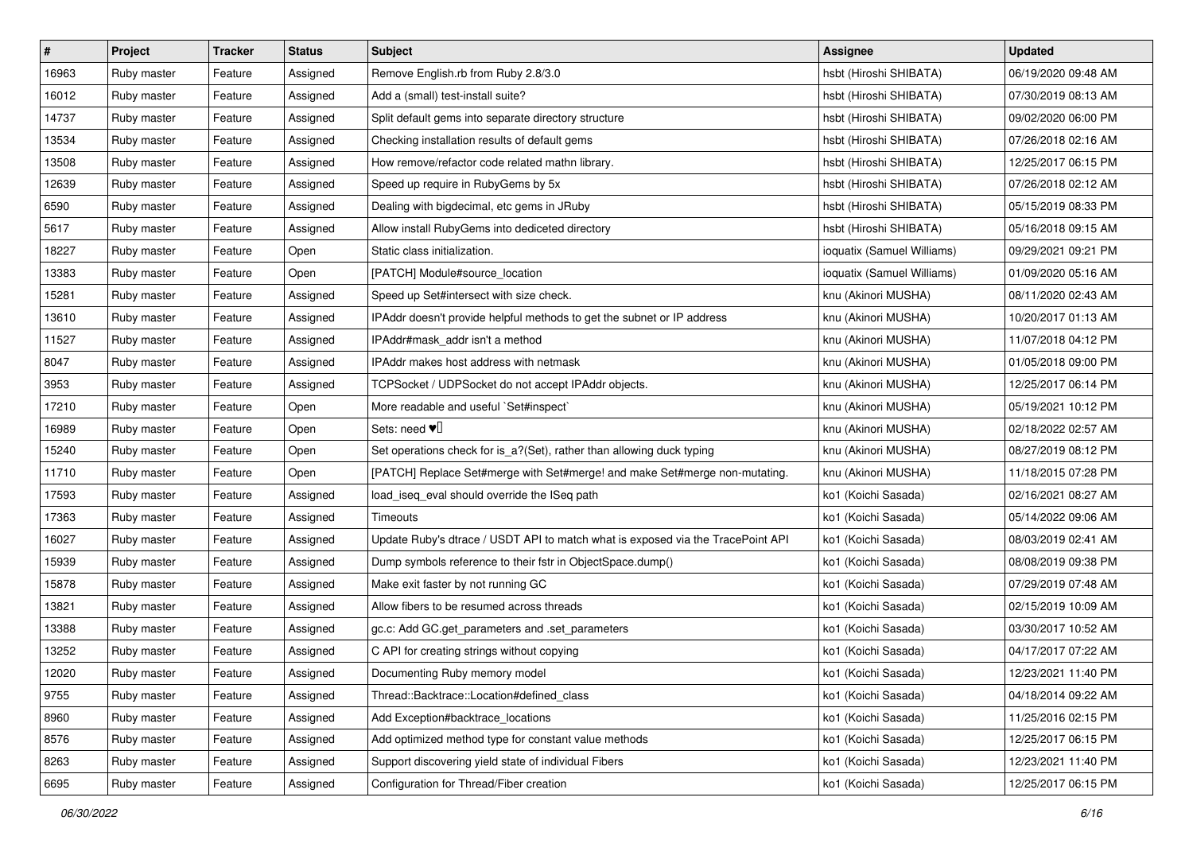| # | Project | Tracker | Status | Subject | Assignee | Updated |
|---|---|---|---|---|---|---|
| 16963 | Ruby master | Feature | Assigned | Remove English.rb from Ruby 2.8/3.0 | hsbt (Hiroshi SHIBATA) | 06/19/2020 09:48 AM |
| 16012 | Ruby master | Feature | Assigned | Add a (small) test-install suite? | hsbt (Hiroshi SHIBATA) | 07/30/2019 08:13 AM |
| 14737 | Ruby master | Feature | Assigned | Split default gems into separate directory structure | hsbt (Hiroshi SHIBATA) | 09/02/2020 06:00 PM |
| 13534 | Ruby master | Feature | Assigned | Checking installation results of default gems | hsbt (Hiroshi SHIBATA) | 07/26/2018 02:16 AM |
| 13508 | Ruby master | Feature | Assigned | How remove/refactor code related mathn library. | hsbt (Hiroshi SHIBATA) | 12/25/2017 06:15 PM |
| 12639 | Ruby master | Feature | Assigned | Speed up require in RubyGems by 5x | hsbt (Hiroshi SHIBATA) | 07/26/2018 02:12 AM |
| 6590 | Ruby master | Feature | Assigned | Dealing with bigdecimal, etc gems in JRuby | hsbt (Hiroshi SHIBATA) | 05/15/2019 08:33 PM |
| 5617 | Ruby master | Feature | Assigned | Allow install RubyGems into dediceted directory | hsbt (Hiroshi SHIBATA) | 05/16/2018 09:15 AM |
| 18227 | Ruby master | Feature | Open | Static class initialization. | ioquatix (Samuel Williams) | 09/29/2021 09:21 PM |
| 13383 | Ruby master | Feature | Open | [PATCH] Module#source_location | ioquatix (Samuel Williams) | 01/09/2020 05:16 AM |
| 15281 | Ruby master | Feature | Assigned | Speed up Set#intersect with size check. | knu (Akinori MUSHA) | 08/11/2020 02:43 AM |
| 13610 | Ruby master | Feature | Assigned | IPAddr doesn't provide helpful methods to get the subnet or IP address | knu (Akinori MUSHA) | 10/20/2017 01:13 AM |
| 11527 | Ruby master | Feature | Assigned | IPAddr#mask_addr isn't a method | knu (Akinori MUSHA) | 11/07/2018 04:12 PM |
| 8047 | Ruby master | Feature | Assigned | IPAddr makes host address with netmask | knu (Akinori MUSHA) | 01/05/2018 09:00 PM |
| 3953 | Ruby master | Feature | Assigned | TCPSocket / UDPSocket do not accept IPAddr objects. | knu (Akinori MUSHA) | 12/25/2017 06:14 PM |
| 17210 | Ruby master | Feature | Open | More readable and useful `Set#inspect` | knu (Akinori MUSHA) | 05/19/2021 10:12 PM |
| 16989 | Ruby master | Feature | Open | Sets: need ♥️ | knu (Akinori MUSHA) | 02/18/2022 02:57 AM |
| 15240 | Ruby master | Feature | Open | Set operations check for is_a?(Set), rather than allowing duck typing | knu (Akinori MUSHA) | 08/27/2019 08:12 PM |
| 11710 | Ruby master | Feature | Open | [PATCH] Replace Set#merge with Set#merge! and make Set#merge non-mutating. | knu (Akinori MUSHA) | 11/18/2015 07:28 PM |
| 17593 | Ruby master | Feature | Assigned | load_iseq_eval should override the ISeq path | ko1 (Koichi Sasada) | 02/16/2021 08:27 AM |
| 17363 | Ruby master | Feature | Assigned | Timeouts | ko1 (Koichi Sasada) | 05/14/2022 09:06 AM |
| 16027 | Ruby master | Feature | Assigned | Update Ruby's dtrace / USDT API to match what is exposed via the TracePoint API | ko1 (Koichi Sasada) | 08/03/2019 02:41 AM |
| 15939 | Ruby master | Feature | Assigned | Dump symbols reference to their fstr in ObjectSpace.dump() | ko1 (Koichi Sasada) | 08/08/2019 09:38 PM |
| 15878 | Ruby master | Feature | Assigned | Make exit faster by not running GC | ko1 (Koichi Sasada) | 07/29/2019 07:48 AM |
| 13821 | Ruby master | Feature | Assigned | Allow fibers to be resumed across threads | ko1 (Koichi Sasada) | 02/15/2019 10:09 AM |
| 13388 | Ruby master | Feature | Assigned | gc.c: Add GC.get_parameters and .set_parameters | ko1 (Koichi Sasada) | 03/30/2017 10:52 AM |
| 13252 | Ruby master | Feature | Assigned | C API for creating strings without copying | ko1 (Koichi Sasada) | 04/17/2017 07:22 AM |
| 12020 | Ruby master | Feature | Assigned | Documenting Ruby memory model | ko1 (Koichi Sasada) | 12/23/2021 11:40 PM |
| 9755 | Ruby master | Feature | Assigned | Thread::Backtrace::Location#defined_class | ko1 (Koichi Sasada) | 04/18/2014 09:22 AM |
| 8960 | Ruby master | Feature | Assigned | Add Exception#backtrace_locations | ko1 (Koichi Sasada) | 11/25/2016 02:15 PM |
| 8576 | Ruby master | Feature | Assigned | Add optimized method type for constant value methods | ko1 (Koichi Sasada) | 12/25/2017 06:15 PM |
| 8263 | Ruby master | Feature | Assigned | Support discovering yield state of individual Fibers | ko1 (Koichi Sasada) | 12/23/2021 11:40 PM |
| 6695 | Ruby master | Feature | Assigned | Configuration for Thread/Fiber creation | ko1 (Koichi Sasada) | 12/25/2017 06:15 PM |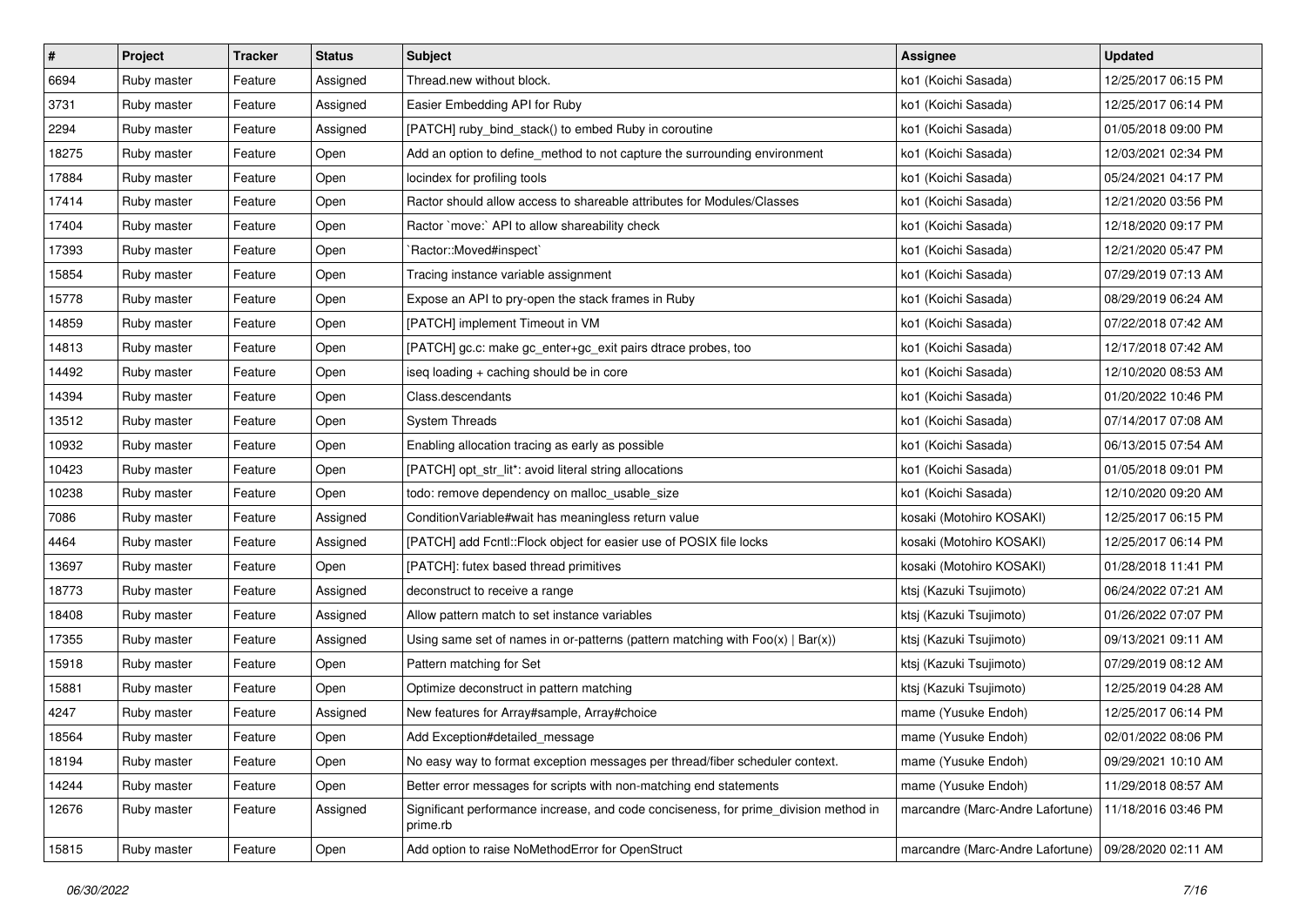| # | Project | Tracker | Status | Subject | Assignee | Updated |
|---|---|---|---|---|---|---|
| 6694 | Ruby master | Feature | Assigned | Thread.new without block. | ko1 (Koichi Sasada) | 12/25/2017 06:15 PM |
| 3731 | Ruby master | Feature | Assigned | Easier Embedding API for Ruby | ko1 (Koichi Sasada) | 12/25/2017 06:14 PM |
| 2294 | Ruby master | Feature | Assigned | [PATCH] ruby_bind_stack() to embed Ruby in coroutine | ko1 (Koichi Sasada) | 01/05/2018 09:00 PM |
| 18275 | Ruby master | Feature | Open | Add an option to define_method to not capture the surrounding environment | ko1 (Koichi Sasada) | 12/03/2021 02:34 PM |
| 17884 | Ruby master | Feature | Open | locindex for profiling tools | ko1 (Koichi Sasada) | 05/24/2021 04:17 PM |
| 17414 | Ruby master | Feature | Open | Ractor should allow access to shareable attributes for Modules/Classes | ko1 (Koichi Sasada) | 12/21/2020 03:56 PM |
| 17404 | Ruby master | Feature | Open | Ractor `move:` API to allow shareability check | ko1 (Koichi Sasada) | 12/18/2020 09:17 PM |
| 17393 | Ruby master | Feature | Open | `Ractor::Moved#inspect` | ko1 (Koichi Sasada) | 12/21/2020 05:47 PM |
| 15854 | Ruby master | Feature | Open | Tracing instance variable assignment | ko1 (Koichi Sasada) | 07/29/2019 07:13 AM |
| 15778 | Ruby master | Feature | Open | Expose an API to pry-open the stack frames in Ruby | ko1 (Koichi Sasada) | 08/29/2019 06:24 AM |
| 14859 | Ruby master | Feature | Open | [PATCH] implement Timeout in VM | ko1 (Koichi Sasada) | 07/22/2018 07:42 AM |
| 14813 | Ruby master | Feature | Open | [PATCH] gc.c: make gc_enter+gc_exit pairs dtrace probes, too | ko1 (Koichi Sasada) | 12/17/2018 07:42 AM |
| 14492 | Ruby master | Feature | Open | iseq loading + caching should be in core | ko1 (Koichi Sasada) | 12/10/2020 08:53 AM |
| 14394 | Ruby master | Feature | Open | Class.descendants | ko1 (Koichi Sasada) | 01/20/2022 10:46 PM |
| 13512 | Ruby master | Feature | Open | System Threads | ko1 (Koichi Sasada) | 07/14/2017 07:08 AM |
| 10932 | Ruby master | Feature | Open | Enabling allocation tracing as early as possible | ko1 (Koichi Sasada) | 06/13/2015 07:54 AM |
| 10423 | Ruby master | Feature | Open | [PATCH] opt_str_lit*: avoid literal string allocations | ko1 (Koichi Sasada) | 01/05/2018 09:01 PM |
| 10238 | Ruby master | Feature | Open | todo: remove dependency on malloc_usable_size | ko1 (Koichi Sasada) | 12/10/2020 09:20 AM |
| 7086 | Ruby master | Feature | Assigned | ConditionVariable#wait has meaningless return value | kosaki (Motohiro KOSAKI) | 12/25/2017 06:15 PM |
| 4464 | Ruby master | Feature | Assigned | [PATCH] add Fcntl::Flock object for easier use of POSIX file locks | kosaki (Motohiro KOSAKI) | 12/25/2017 06:14 PM |
| 13697 | Ruby master | Feature | Open | [PATCH]: futex based thread primitives | kosaki (Motohiro KOSAKI) | 01/28/2018 11:41 PM |
| 18773 | Ruby master | Feature | Assigned | deconstruct to receive a range | ktsj (Kazuki Tsujimoto) | 06/24/2022 07:21 AM |
| 18408 | Ruby master | Feature | Assigned | Allow pattern match to set instance variables | ktsj (Kazuki Tsujimoto) | 01/26/2022 07:07 PM |
| 17355 | Ruby master | Feature | Assigned | Using same set of names in or-patterns (pattern matching with Foo(x) \| Bar(x)) | ktsj (Kazuki Tsujimoto) | 09/13/2021 09:11 AM |
| 15918 | Ruby master | Feature | Open | Pattern matching for Set | ktsj (Kazuki Tsujimoto) | 07/29/2019 08:12 AM |
| 15881 | Ruby master | Feature | Open | Optimize deconstruct in pattern matching | ktsj (Kazuki Tsujimoto) | 12/25/2019 04:28 AM |
| 4247 | Ruby master | Feature | Assigned | New features for Array#sample, Array#choice | mame (Yusuke Endoh) | 12/25/2017 06:14 PM |
| 18564 | Ruby master | Feature | Open | Add Exception#detailed_message | mame (Yusuke Endoh) | 02/01/2022 08:06 PM |
| 18194 | Ruby master | Feature | Open | No easy way to format exception messages per thread/fiber scheduler context. | mame (Yusuke Endoh) | 09/29/2021 10:10 AM |
| 14244 | Ruby master | Feature | Open | Better error messages for scripts with non-matching end statements | mame (Yusuke Endoh) | 11/29/2018 08:57 AM |
| 12676 | Ruby master | Feature | Assigned | Significant performance increase, and code conciseness, for prime_division method in prime.rb | marcandre (Marc-Andre Lafortune) | 11/18/2016 03:46 PM |
| 15815 | Ruby master | Feature | Open | Add option to raise NoMethodError for OpenStruct | marcandre (Marc-Andre Lafortune) | 09/28/2020 02:11 AM |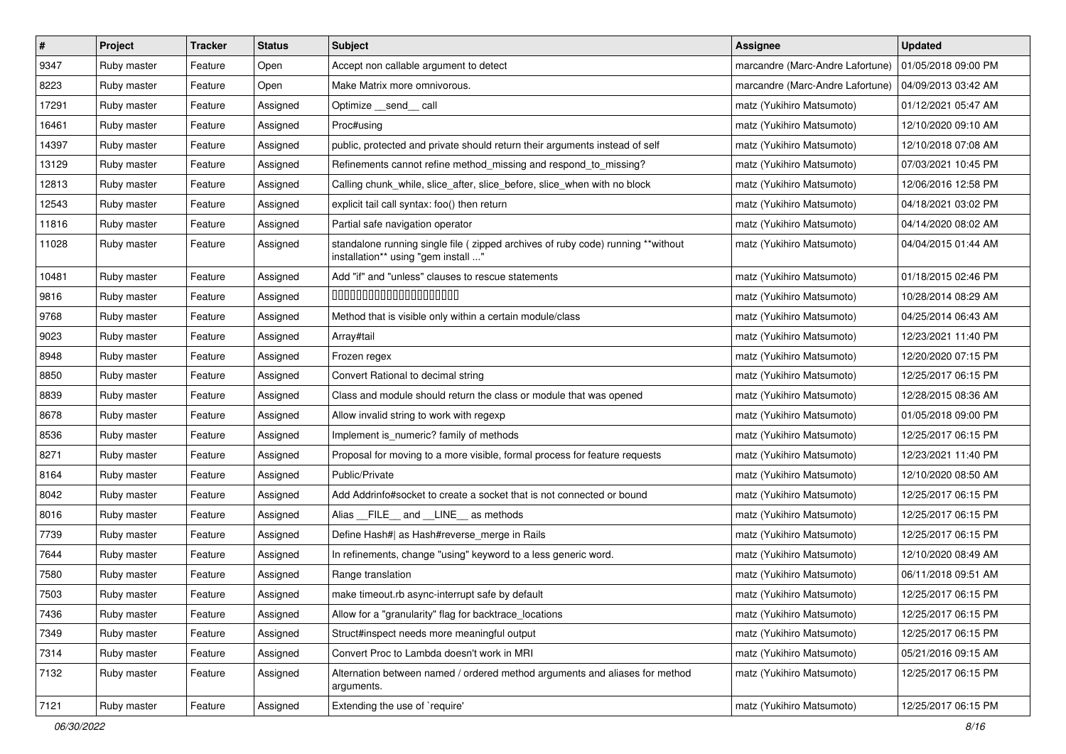| # | Project | Tracker | Status | Subject | Assignee | Updated |
|---|---|---|---|---|---|---|
| 9347 | Ruby master | Feature | Open | Accept non callable argument to detect | marcandre (Marc-Andre Lafortune) | 01/05/2018 09:00 PM |
| 8223 | Ruby master | Feature | Open | Make Matrix more omnivorous. | marcandre (Marc-Andre Lafortune) | 04/09/2013 03:42 AM |
| 17291 | Ruby master | Feature | Assigned | Optimize __send__ call | matz (Yukihiro Matsumoto) | 01/12/2021 05:47 AM |
| 16461 | Ruby master | Feature | Assigned | Proc#using | matz (Yukihiro Matsumoto) | 12/10/2020 09:10 AM |
| 14397 | Ruby master | Feature | Assigned | public, protected and private should return their arguments instead of self | matz (Yukihiro Matsumoto) | 12/10/2018 07:08 AM |
| 13129 | Ruby master | Feature | Assigned | Refinements cannot refine method_missing and respond_to_missing? | matz (Yukihiro Matsumoto) | 07/03/2021 10:45 PM |
| 12813 | Ruby master | Feature | Assigned | Calling chunk_while, slice_after, slice_before, slice_when with no block | matz (Yukihiro Matsumoto) | 12/06/2016 12:58 PM |
| 12543 | Ruby master | Feature | Assigned | explicit tail call syntax: foo() then return | matz (Yukihiro Matsumoto) | 04/18/2021 03:02 PM |
| 11816 | Ruby master | Feature | Assigned | Partial safe navigation operator | matz (Yukihiro Matsumoto) | 04/14/2020 08:02 AM |
| 11028 | Ruby master | Feature | Assigned | standalone running single file ( zipped archives of ruby code) running **without installation** using "gem install ..." | matz (Yukihiro Matsumoto) | 04/04/2015 01:44 AM |
| 10481 | Ruby master | Feature | Assigned | Add "if" and "unless" clauses to rescue statements | matz (Yukihiro Matsumoto) | 01/18/2015 02:46 PM |
| 9816 | Ruby master | Feature | Assigned | 00000000000000000000 | matz (Yukihiro Matsumoto) | 10/28/2014 08:29 AM |
| 9768 | Ruby master | Feature | Assigned | Method that is visible only within a certain module/class | matz (Yukihiro Matsumoto) | 04/25/2014 06:43 AM |
| 9023 | Ruby master | Feature | Assigned | Array#tail | matz (Yukihiro Matsumoto) | 12/23/2021 11:40 PM |
| 8948 | Ruby master | Feature | Assigned | Frozen regex | matz (Yukihiro Matsumoto) | 12/20/2020 07:15 PM |
| 8850 | Ruby master | Feature | Assigned | Convert Rational to decimal string | matz (Yukihiro Matsumoto) | 12/25/2017 06:15 PM |
| 8839 | Ruby master | Feature | Assigned | Class and module should return the class or module that was opened | matz (Yukihiro Matsumoto) | 12/28/2015 08:36 AM |
| 8678 | Ruby master | Feature | Assigned | Allow invalid string to work with regexp | matz (Yukihiro Matsumoto) | 01/05/2018 09:00 PM |
| 8536 | Ruby master | Feature | Assigned | Implement is_numeric? family of methods | matz (Yukihiro Matsumoto) | 12/25/2017 06:15 PM |
| 8271 | Ruby master | Feature | Assigned | Proposal for moving to a more visible, formal process for feature requests | matz (Yukihiro Matsumoto) | 12/23/2021 11:40 PM |
| 8164 | Ruby master | Feature | Assigned | Public/Private | matz (Yukihiro Matsumoto) | 12/10/2020 08:50 AM |
| 8042 | Ruby master | Feature | Assigned | Add Addrinfo#socket to create a socket that is not connected or bound | matz (Yukihiro Matsumoto) | 12/25/2017 06:15 PM |
| 8016 | Ruby master | Feature | Assigned | Alias __FILE__ and __LINE__ as methods | matz (Yukihiro Matsumoto) | 12/25/2017 06:15 PM |
| 7739 | Ruby master | Feature | Assigned | Define Hash#\| as Hash#reverse_merge in Rails | matz (Yukihiro Matsumoto) | 12/25/2017 06:15 PM |
| 7644 | Ruby master | Feature | Assigned | In refinements, change "using" keyword to a less generic word. | matz (Yukihiro Matsumoto) | 12/10/2020 08:49 AM |
| 7580 | Ruby master | Feature | Assigned | Range translation | matz (Yukihiro Matsumoto) | 06/11/2018 09:51 AM |
| 7503 | Ruby master | Feature | Assigned | make timeout.rb async-interrupt safe by default | matz (Yukihiro Matsumoto) | 12/25/2017 06:15 PM |
| 7436 | Ruby master | Feature | Assigned | Allow for a "granularity" flag for backtrace_locations | matz (Yukihiro Matsumoto) | 12/25/2017 06:15 PM |
| 7349 | Ruby master | Feature | Assigned | Struct#inspect needs more meaningful output | matz (Yukihiro Matsumoto) | 12/25/2017 06:15 PM |
| 7314 | Ruby master | Feature | Assigned | Convert Proc to Lambda doesn't work in MRI | matz (Yukihiro Matsumoto) | 05/21/2016 09:15 AM |
| 7132 | Ruby master | Feature | Assigned | Alternation between named / ordered method arguments and aliases for method arguments. | matz (Yukihiro Matsumoto) | 12/25/2017 06:15 PM |
| 7121 | Ruby master | Feature | Assigned | Extending the use of `require' | matz (Yukihiro Matsumoto) | 12/25/2017 06:15 PM |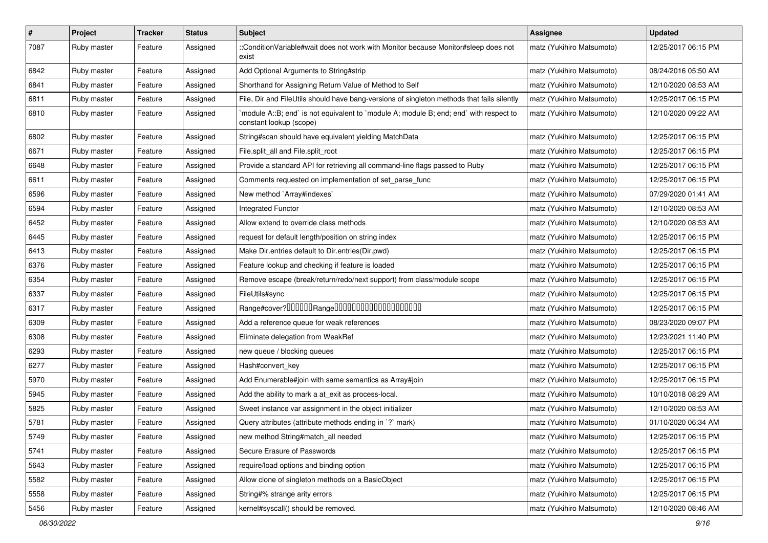| # | Project | Tracker | Status | Subject | Assignee | Updated |
|---|---|---|---|---|---|---|
| 7087 | Ruby master | Feature | Assigned | ::ConditionVariable#wait does not work with Monitor because Monitor#sleep does not exist | matz (Yukihiro Matsumoto) | 12/25/2017 06:15 PM |
| 6842 | Ruby master | Feature | Assigned | Add Optional Arguments to String#strip | matz (Yukihiro Matsumoto) | 08/24/2016 05:50 AM |
| 6841 | Ruby master | Feature | Assigned | Shorthand for Assigning Return Value of Method to Self | matz (Yukihiro Matsumoto) | 12/10/2020 08:53 AM |
| 6811 | Ruby master | Feature | Assigned | File, Dir and FileUtils should have bang-versions of singleton methods that fails silently | matz (Yukihiro Matsumoto) | 12/25/2017 06:15 PM |
| 6810 | Ruby master | Feature | Assigned | `module A::B; end` is not equivalent to `module A; module B; end; end` with respect to constant lookup (scope) | matz (Yukihiro Matsumoto) | 12/10/2020 09:22 AM |
| 6802 | Ruby master | Feature | Assigned | String#scan should have equivalent yielding MatchData | matz (Yukihiro Matsumoto) | 12/25/2017 06:15 PM |
| 6671 | Ruby master | Feature | Assigned | File.split_all and File.split_root | matz (Yukihiro Matsumoto) | 12/25/2017 06:15 PM |
| 6648 | Ruby master | Feature | Assigned | Provide a standard API for retrieving all command-line flags passed to Ruby | matz (Yukihiro Matsumoto) | 12/25/2017 06:15 PM |
| 6611 | Ruby master | Feature | Assigned | Comments requested on implementation of set_parse_func | matz (Yukihiro Matsumoto) | 12/25/2017 06:15 PM |
| 6596 | Ruby master | Feature | Assigned | New method `Array#indexes` | matz (Yukihiro Matsumoto) | 07/29/2020 01:41 AM |
| 6594 | Ruby master | Feature | Assigned | Integrated Functor | matz (Yukihiro Matsumoto) | 12/10/2020 08:53 AM |
| 6452 | Ruby master | Feature | Assigned | Allow extend to override class methods | matz (Yukihiro Matsumoto) | 12/10/2020 08:53 AM |
| 6445 | Ruby master | Feature | Assigned | request for default length/position on string index | matz (Yukihiro Matsumoto) | 12/25/2017 06:15 PM |
| 6413 | Ruby master | Feature | Assigned | Make Dir.entries default to Dir.entries(Dir.pwd) | matz (Yukihiro Matsumoto) | 12/25/2017 06:15 PM |
| 6376 | Ruby master | Feature | Assigned | Feature lookup and checking if feature is loaded | matz (Yukihiro Matsumoto) | 12/25/2017 06:15 PM |
| 6354 | Ruby master | Feature | Assigned | Remove escape (break/return/redo/next support) from class/module scope | matz (Yukihiro Matsumoto) | 12/25/2017 06:15 PM |
| 6337 | Ruby master | Feature | Assigned | FileUtils#sync | matz (Yukihiro Matsumoto) | 12/25/2017 06:15 PM |
| 6317 | Ruby master | Feature | Assigned | Range#cover?□□□□□□Range□□□□□□□□□□□□□□□□□□□□ | matz (Yukihiro Matsumoto) | 12/25/2017 06:15 PM |
| 6309 | Ruby master | Feature | Assigned | Add a reference queue for weak references | matz (Yukihiro Matsumoto) | 08/23/2020 09:07 PM |
| 6308 | Ruby master | Feature | Assigned | Eliminate delegation from WeakRef | matz (Yukihiro Matsumoto) | 12/23/2021 11:40 PM |
| 6293 | Ruby master | Feature | Assigned | new queue / blocking queues | matz (Yukihiro Matsumoto) | 12/25/2017 06:15 PM |
| 6277 | Ruby master | Feature | Assigned | Hash#convert_key | matz (Yukihiro Matsumoto) | 12/25/2017 06:15 PM |
| 5970 | Ruby master | Feature | Assigned | Add Enumerable#join with same semantics as Array#join | matz (Yukihiro Matsumoto) | 12/25/2017 06:15 PM |
| 5945 | Ruby master | Feature | Assigned | Add the ability to mark a at_exit as process-local. | matz (Yukihiro Matsumoto) | 10/10/2018 08:29 AM |
| 5825 | Ruby master | Feature | Assigned | Sweet instance var assignment in the object initializer | matz (Yukihiro Matsumoto) | 12/10/2020 08:53 AM |
| 5781 | Ruby master | Feature | Assigned | Query attributes (attribute methods ending in `?` mark) | matz (Yukihiro Matsumoto) | 01/10/2020 06:34 AM |
| 5749 | Ruby master | Feature | Assigned | new method String#match_all needed | matz (Yukihiro Matsumoto) | 12/25/2017 06:15 PM |
| 5741 | Ruby master | Feature | Assigned | Secure Erasure of Passwords | matz (Yukihiro Matsumoto) | 12/25/2017 06:15 PM |
| 5643 | Ruby master | Feature | Assigned | require/load options and binding option | matz (Yukihiro Matsumoto) | 12/25/2017 06:15 PM |
| 5582 | Ruby master | Feature | Assigned | Allow clone of singleton methods on a BasicObject | matz (Yukihiro Matsumoto) | 12/25/2017 06:15 PM |
| 5558 | Ruby master | Feature | Assigned | String#% strange arity errors | matz (Yukihiro Matsumoto) | 12/25/2017 06:15 PM |
| 5456 | Ruby master | Feature | Assigned | kernel#syscall() should be removed. | matz (Yukihiro Matsumoto) | 12/10/2020 08:46 AM |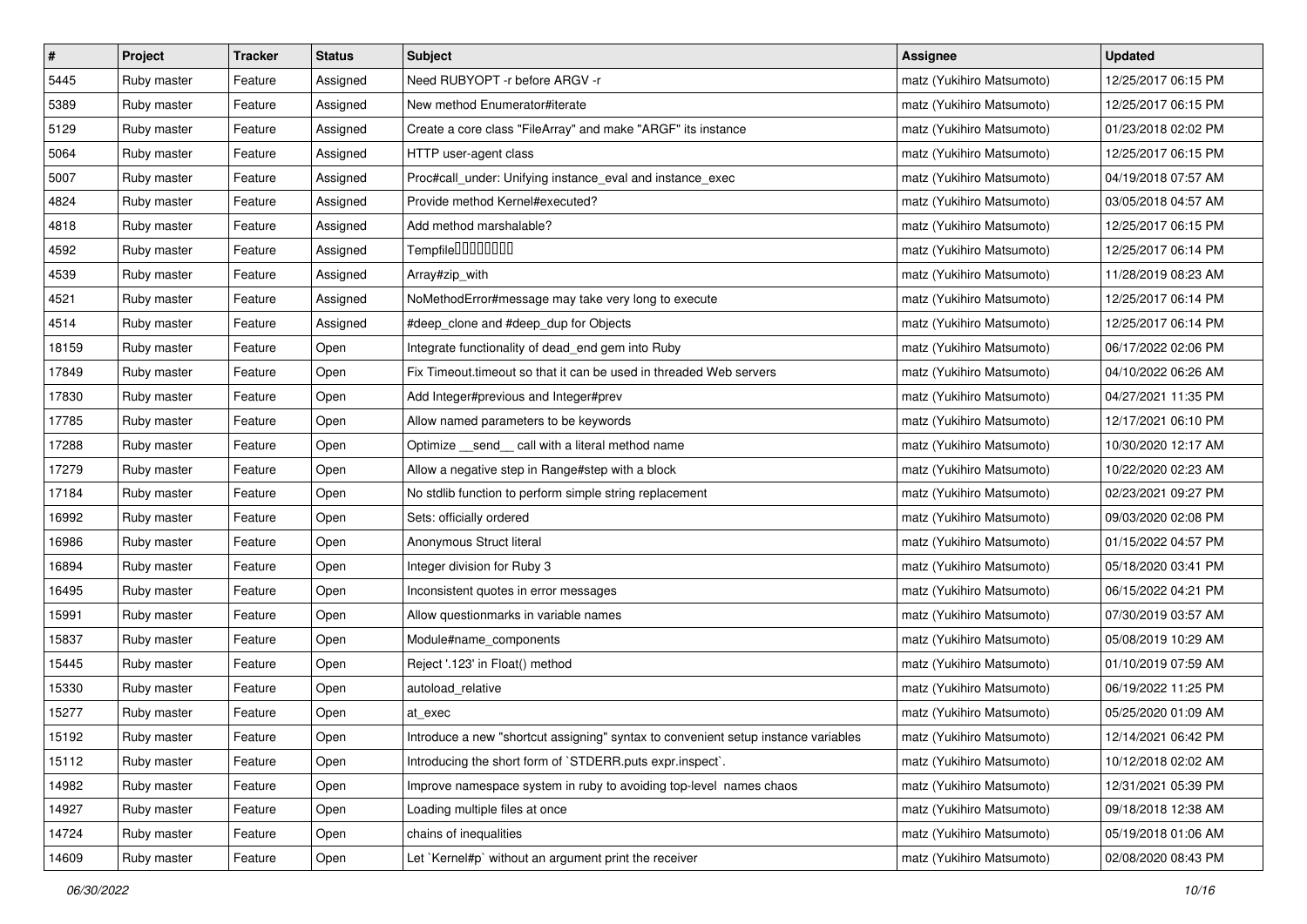| # | Project | Tracker | Status | Subject | Assignee | Updated |
|---|---|---|---|---|---|---|
| 5445 | Ruby master | Feature | Assigned | Need RUBYOPT -r before ARGV -r | matz (Yukihiro Matsumoto) | 12/25/2017 06:15 PM |
| 5389 | Ruby master | Feature | Assigned | New method Enumerator#iterate | matz (Yukihiro Matsumoto) | 12/25/2017 06:15 PM |
| 5129 | Ruby master | Feature | Assigned | Create a core class "FileArray" and make "ARGF" its instance | matz (Yukihiro Matsumoto) | 01/23/2018 02:02 PM |
| 5064 | Ruby master | Feature | Assigned | HTTP user-agent class | matz (Yukihiro Matsumoto) | 12/25/2017 06:15 PM |
| 5007 | Ruby master | Feature | Assigned | Proc#call_under: Unifying instance_eval and instance_exec | matz (Yukihiro Matsumoto) | 04/19/2018 07:57 AM |
| 4824 | Ruby master | Feature | Assigned | Provide method Kernel#executed? | matz (Yukihiro Matsumoto) | 03/05/2018 04:57 AM |
| 4818 | Ruby master | Feature | Assigned | Add method marshalable? | matz (Yukihiro Matsumoto) | 12/25/2017 06:15 PM |
| 4592 | Ruby master | Feature | Assigned | Tempfile□□□□□□□□ | matz (Yukihiro Matsumoto) | 12/25/2017 06:14 PM |
| 4539 | Ruby master | Feature | Assigned | Array#zip_with | matz (Yukihiro Matsumoto) | 11/28/2019 08:23 AM |
| 4521 | Ruby master | Feature | Assigned | NoMethodError#message may take very long to execute | matz (Yukihiro Matsumoto) | 12/25/2017 06:14 PM |
| 4514 | Ruby master | Feature | Assigned | #deep_clone and #deep_dup for Objects | matz (Yukihiro Matsumoto) | 12/25/2017 06:14 PM |
| 18159 | Ruby master | Feature | Open | Integrate functionality of dead_end gem into Ruby | matz (Yukihiro Matsumoto) | 06/17/2022 02:06 PM |
| 17849 | Ruby master | Feature | Open | Fix Timeout.timeout so that it can be used in threaded Web servers | matz (Yukihiro Matsumoto) | 04/10/2022 06:26 AM |
| 17830 | Ruby master | Feature | Open | Add Integer#previous and Integer#prev | matz (Yukihiro Matsumoto) | 04/27/2021 11:35 PM |
| 17785 | Ruby master | Feature | Open | Allow named parameters to be keywords | matz (Yukihiro Matsumoto) | 12/17/2021 06:10 PM |
| 17288 | Ruby master | Feature | Open | Optimize __send__ call with a literal method name | matz (Yukihiro Matsumoto) | 10/30/2020 12:17 AM |
| 17279 | Ruby master | Feature | Open | Allow a negative step in Range#step with a block | matz (Yukihiro Matsumoto) | 10/22/2020 02:23 AM |
| 17184 | Ruby master | Feature | Open | No stdlib function to perform simple string replacement | matz (Yukihiro Matsumoto) | 02/23/2021 09:27 PM |
| 16992 | Ruby master | Feature | Open | Sets: officially ordered | matz (Yukihiro Matsumoto) | 09/03/2020 02:08 PM |
| 16986 | Ruby master | Feature | Open | Anonymous Struct literal | matz (Yukihiro Matsumoto) | 01/15/2022 04:57 PM |
| 16894 | Ruby master | Feature | Open | Integer division for Ruby 3 | matz (Yukihiro Matsumoto) | 05/18/2020 03:41 PM |
| 16495 | Ruby master | Feature | Open | Inconsistent quotes in error messages | matz (Yukihiro Matsumoto) | 06/15/2022 04:21 PM |
| 15991 | Ruby master | Feature | Open | Allow questionmarks in variable names | matz (Yukihiro Matsumoto) | 07/30/2019 03:57 AM |
| 15837 | Ruby master | Feature | Open | Module#name_components | matz (Yukihiro Matsumoto) | 05/08/2019 10:29 AM |
| 15445 | Ruby master | Feature | Open | Reject '.123' in Float() method | matz (Yukihiro Matsumoto) | 01/10/2019 07:59 AM |
| 15330 | Ruby master | Feature | Open | autoload_relative | matz (Yukihiro Matsumoto) | 06/19/2022 11:25 PM |
| 15277 | Ruby master | Feature | Open | at_exec | matz (Yukihiro Matsumoto) | 05/25/2020 01:09 AM |
| 15192 | Ruby master | Feature | Open | Introduce a new "shortcut assigning" syntax to convenient setup instance variables | matz (Yukihiro Matsumoto) | 12/14/2021 06:42 PM |
| 15112 | Ruby master | Feature | Open | Introducing the short form of `STDERR.puts expr.inspect`. | matz (Yukihiro Matsumoto) | 10/12/2018 02:02 AM |
| 14982 | Ruby master | Feature | Open | Improve namespace system in ruby to avoiding top-level names chaos | matz (Yukihiro Matsumoto) | 12/31/2021 05:39 PM |
| 14927 | Ruby master | Feature | Open | Loading multiple files at once | matz (Yukihiro Matsumoto) | 09/18/2018 12:38 AM |
| 14724 | Ruby master | Feature | Open | chains of inequalities | matz (Yukihiro Matsumoto) | 05/19/2018 01:06 AM |
| 14609 | Ruby master | Feature | Open | Let `Kernel#p` without an argument print the receiver | matz (Yukihiro Matsumoto) | 02/08/2020 08:43 PM |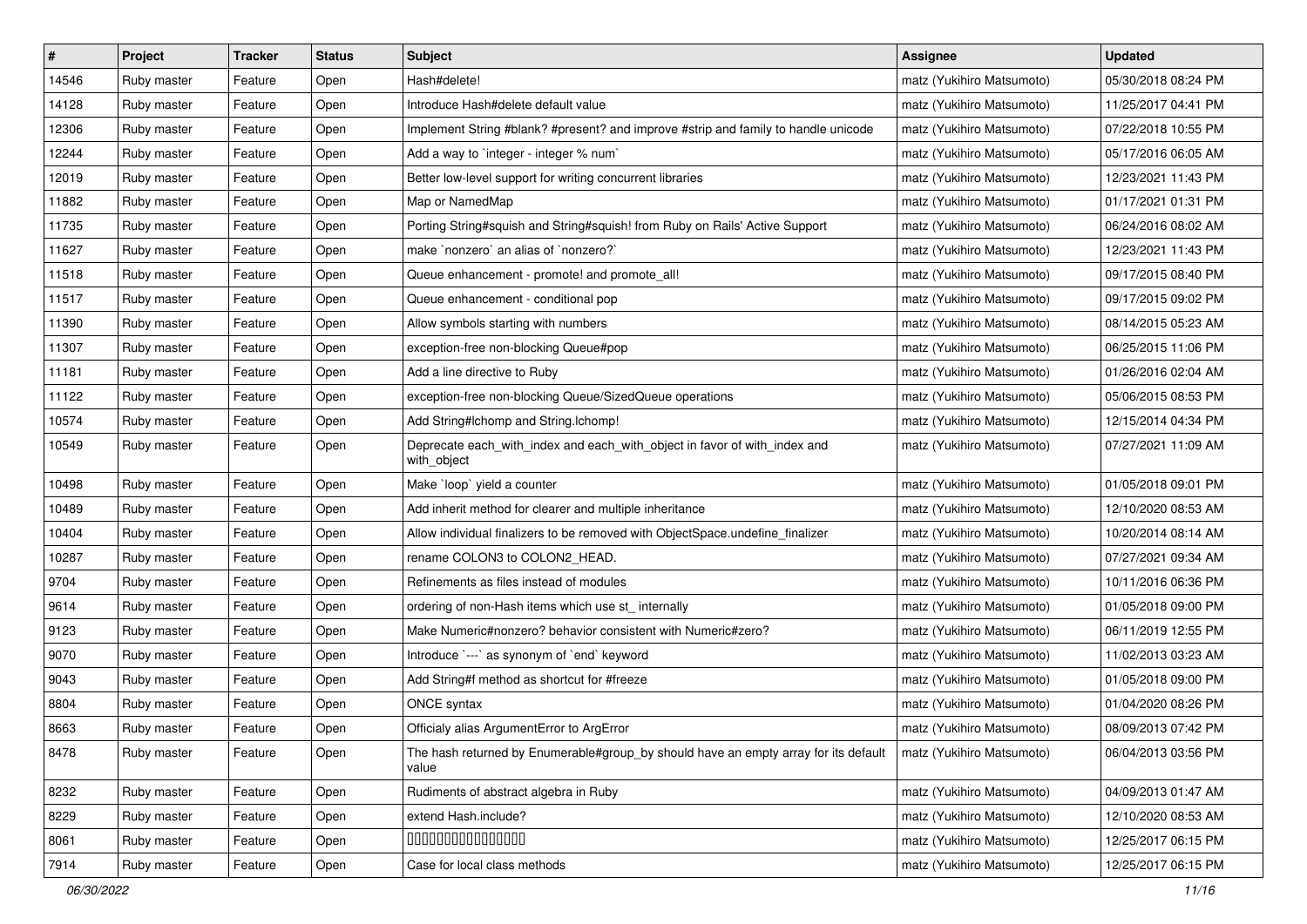| # | Project | Tracker | Status | Subject | Assignee | Updated |
|---|---|---|---|---|---|---|
| 14546 | Ruby master | Feature | Open | Hash#delete! | matz (Yukihiro Matsumoto) | 05/30/2018 08:24 PM |
| 14128 | Ruby master | Feature | Open | Introduce Hash#delete default value | matz (Yukihiro Matsumoto) | 11/25/2017 04:41 PM |
| 12306 | Ruby master | Feature | Open | Implement String #blank? #present? and improve #strip and family to handle unicode | matz (Yukihiro Matsumoto) | 07/22/2018 10:55 PM |
| 12244 | Ruby master | Feature | Open | Add a way to `integer - integer % num` | matz (Yukihiro Matsumoto) | 05/17/2016 06:05 AM |
| 12019 | Ruby master | Feature | Open | Better low-level support for writing concurrent libraries | matz (Yukihiro Matsumoto) | 12/23/2021 11:43 PM |
| 11882 | Ruby master | Feature | Open | Map or NamedMap | matz (Yukihiro Matsumoto) | 01/17/2021 01:31 PM |
| 11735 | Ruby master | Feature | Open | Porting String#squish and String#squish! from Ruby on Rails' Active Support | matz (Yukihiro Matsumoto) | 06/24/2016 08:02 AM |
| 11627 | Ruby master | Feature | Open | make `nonzero` an alias of `nonzero?` | matz (Yukihiro Matsumoto) | 12/23/2021 11:43 PM |
| 11518 | Ruby master | Feature | Open | Queue enhancement - promote! and promote_all! | matz (Yukihiro Matsumoto) | 09/17/2015 08:40 PM |
| 11517 | Ruby master | Feature | Open | Queue enhancement - conditional pop | matz (Yukihiro Matsumoto) | 09/17/2015 09:02 PM |
| 11390 | Ruby master | Feature | Open | Allow symbols starting with numbers | matz (Yukihiro Matsumoto) | 08/14/2015 05:23 AM |
| 11307 | Ruby master | Feature | Open | exception-free non-blocking Queue#pop | matz (Yukihiro Matsumoto) | 06/25/2015 11:06 PM |
| 11181 | Ruby master | Feature | Open | Add a line directive to Ruby | matz (Yukihiro Matsumoto) | 01/26/2016 02:04 AM |
| 11122 | Ruby master | Feature | Open | exception-free non-blocking Queue/SizedQueue operations | matz (Yukihiro Matsumoto) | 05/06/2015 08:53 PM |
| 10574 | Ruby master | Feature | Open | Add String#lchomp and String.lchomp! | matz (Yukihiro Matsumoto) | 12/15/2014 04:34 PM |
| 10549 | Ruby master | Feature | Open | Deprecate each_with_index and each_with_object in favor of with_index and with_object | matz (Yukihiro Matsumoto) | 07/27/2021 11:09 AM |
| 10498 | Ruby master | Feature | Open | Make `loop` yield a counter | matz (Yukihiro Matsumoto) | 01/05/2018 09:01 PM |
| 10489 | Ruby master | Feature | Open | Add inherit method for clearer and multiple inheritance | matz (Yukihiro Matsumoto) | 12/10/2020 08:53 AM |
| 10404 | Ruby master | Feature | Open | Allow individual finalizers to be removed with ObjectSpace.undefine_finalizer | matz (Yukihiro Matsumoto) | 10/20/2014 08:14 AM |
| 10287 | Ruby master | Feature | Open | rename COLON3 to COLON2_HEAD. | matz (Yukihiro Matsumoto) | 07/27/2021 09:34 AM |
| 9704 | Ruby master | Feature | Open | Refinements as files instead of modules | matz (Yukihiro Matsumoto) | 10/11/2016 06:36 PM |
| 9614 | Ruby master | Feature | Open | ordering of non-Hash items which use st_ internally | matz (Yukihiro Matsumoto) | 01/05/2018 09:00 PM |
| 9123 | Ruby master | Feature | Open | Make Numeric#nonzero? behavior consistent with Numeric#zero? | matz (Yukihiro Matsumoto) | 06/11/2019 12:55 PM |
| 9070 | Ruby master | Feature | Open | Introduce `---` as synonym of `end` keyword | matz (Yukihiro Matsumoto) | 11/02/2013 03:23 AM |
| 9043 | Ruby master | Feature | Open | Add String#f method as shortcut for #freeze | matz (Yukihiro Matsumoto) | 01/05/2018 09:00 PM |
| 8804 | Ruby master | Feature | Open | ONCE syntax | matz (Yukihiro Matsumoto) | 01/04/2020 08:26 PM |
| 8663 | Ruby master | Feature | Open | Officialy alias ArgumentError to ArgError | matz (Yukihiro Matsumoto) | 08/09/2013 07:42 PM |
| 8478 | Ruby master | Feature | Open | The hash returned by Enumerable#group_by should have an empty array for its default value | matz (Yukihiro Matsumoto) | 06/04/2013 03:56 PM |
| 8232 | Ruby master | Feature | Open | Rudiments of abstract algebra in Ruby | matz (Yukihiro Matsumoto) | 04/09/2013 01:47 AM |
| 8229 | Ruby master | Feature | Open | extend Hash.include? | matz (Yukihiro Matsumoto) | 12/10/2020 08:53 AM |
| 8061 | Ruby master | Feature | Open | 0000000000000000 | matz (Yukihiro Matsumoto) | 12/25/2017 06:15 PM |
| 7914 | Ruby master | Feature | Open | Case for local class methods | matz (Yukihiro Matsumoto) | 12/25/2017 06:15 PM |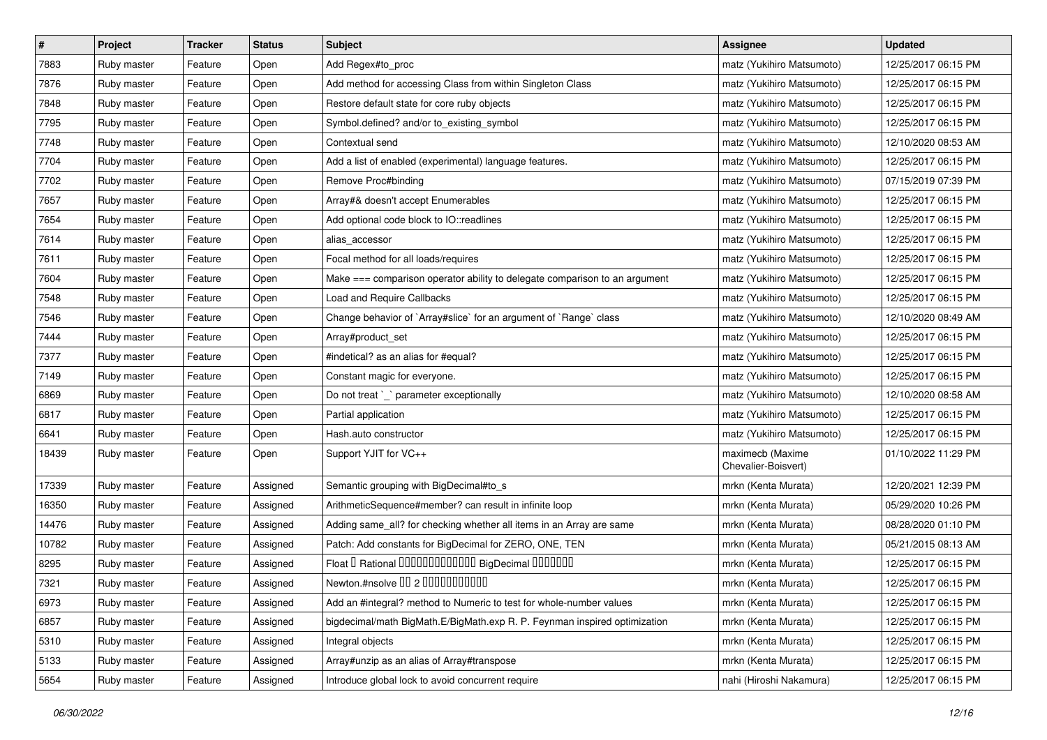| # | Project | Tracker | Status | Subject | Assignee | Updated |
|---|---|---|---|---|---|---|
| 7883 | Ruby master | Feature | Open | Add Regex#to_proc | matz (Yukihiro Matsumoto) | 12/25/2017 06:15 PM |
| 7876 | Ruby master | Feature | Open | Add method for accessing Class from within Singleton Class | matz (Yukihiro Matsumoto) | 12/25/2017 06:15 PM |
| 7848 | Ruby master | Feature | Open | Restore default state for core ruby objects | matz (Yukihiro Matsumoto) | 12/25/2017 06:15 PM |
| 7795 | Ruby master | Feature | Open | Symbol.defined? and/or to_existing_symbol | matz (Yukihiro Matsumoto) | 12/25/2017 06:15 PM |
| 7748 | Ruby master | Feature | Open | Contextual send | matz (Yukihiro Matsumoto) | 12/10/2020 08:53 AM |
| 7704 | Ruby master | Feature | Open | Add a list of enabled (experimental) language features. | matz (Yukihiro Matsumoto) | 12/25/2017 06:15 PM |
| 7702 | Ruby master | Feature | Open | Remove Proc#binding | matz (Yukihiro Matsumoto) | 07/15/2019 07:39 PM |
| 7657 | Ruby master | Feature | Open | Array#& doesn't accept Enumerables | matz (Yukihiro Matsumoto) | 12/25/2017 06:15 PM |
| 7654 | Ruby master | Feature | Open | Add optional code block to IO::readlines | matz (Yukihiro Matsumoto) | 12/25/2017 06:15 PM |
| 7614 | Ruby master | Feature | Open | alias_accessor | matz (Yukihiro Matsumoto) | 12/25/2017 06:15 PM |
| 7611 | Ruby master | Feature | Open | Focal method for all loads/requires | matz (Yukihiro Matsumoto) | 12/25/2017 06:15 PM |
| 7604 | Ruby master | Feature | Open | Make === comparison operator ability to delegate comparison to an argument | matz (Yukihiro Matsumoto) | 12/25/2017 06:15 PM |
| 7548 | Ruby master | Feature | Open | Load and Require Callbacks | matz (Yukihiro Matsumoto) | 12/25/2017 06:15 PM |
| 7546 | Ruby master | Feature | Open | Change behavior of `Array#slice` for an argument of `Range` class | matz (Yukihiro Matsumoto) | 12/10/2020 08:49 AM |
| 7444 | Ruby master | Feature | Open | Array#product_set | matz (Yukihiro Matsumoto) | 12/25/2017 06:15 PM |
| 7377 | Ruby master | Feature | Open | #indetical? as an alias for #equal? | matz (Yukihiro Matsumoto) | 12/25/2017 06:15 PM |
| 7149 | Ruby master | Feature | Open | Constant magic for everyone. | matz (Yukihiro Matsumoto) | 12/25/2017 06:15 PM |
| 6869 | Ruby master | Feature | Open | Do not treat `_` parameter exceptionally | matz (Yukihiro Matsumoto) | 12/10/2020 08:58 AM |
| 6817 | Ruby master | Feature | Open | Partial application | matz (Yukihiro Matsumoto) | 12/25/2017 06:15 PM |
| 6641 | Ruby master | Feature | Open | Hash.auto constructor | matz (Yukihiro Matsumoto) | 12/25/2017 06:15 PM |
| 18439 | Ruby master | Feature | Open | Support YJIT for VC++ | maximecb (Maxime Chevalier-Boisvert) | 01/10/2022 11:29 PM |
| 17339 | Ruby master | Feature | Assigned | Semantic grouping with BigDecimal#to_s | mrkn (Kenta Murata) | 12/20/2021 12:39 PM |
| 16350 | Ruby master | Feature | Assigned | ArithmeticSequence#member? can result in infinite loop | mrkn (Kenta Murata) | 05/29/2020 10:26 PM |
| 14476 | Ruby master | Feature | Assigned | Adding same_all? for checking whether all items in an Array are same | mrkn (Kenta Murata) | 08/28/2020 01:10 PM |
| 10782 | Ruby master | Feature | Assigned | Patch: Add constants for BigDecimal for ZERO, ONE, TEN | mrkn (Kenta Murata) | 05/21/2015 08:13 AM |
| 8295 | Ruby master | Feature | Assigned | Float や Rational から（可能であれば）正確な BigDecimal を生成する機能 | mrkn (Kenta Murata) | 12/25/2017 06:15 PM |
| 7321 | Ruby master | Feature | Assigned | Newton.#nsolve の第 2 引数が複数の役割を持つ | mrkn (Kenta Murata) | 12/25/2017 06:15 PM |
| 6973 | Ruby master | Feature | Assigned | Add an #integral? method to Numeric to test for whole-number values | mrkn (Kenta Murata) | 12/25/2017 06:15 PM |
| 6857 | Ruby master | Feature | Assigned | bigdecimal/math BigMath.E/BigMath.exp R. P. Feynman inspired optimization | mrkn (Kenta Murata) | 12/25/2017 06:15 PM |
| 5310 | Ruby master | Feature | Assigned | Integral objects | mrkn (Kenta Murata) | 12/25/2017 06:15 PM |
| 5133 | Ruby master | Feature | Assigned | Array#unzip as an alias of Array#transpose | mrkn (Kenta Murata) | 12/25/2017 06:15 PM |
| 5654 | Ruby master | Feature | Assigned | Introduce global lock to avoid concurrent require | nahi (Hiroshi Nakamura) | 12/25/2017 06:15 PM |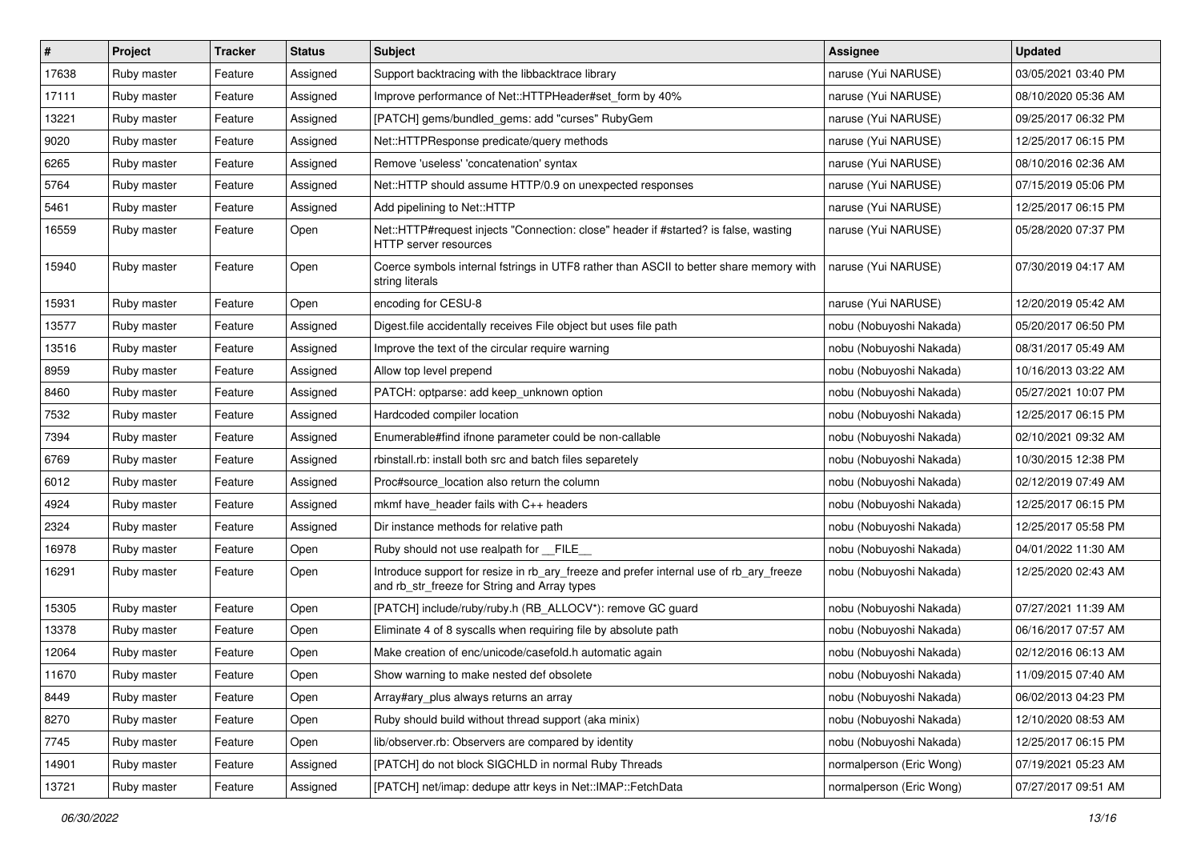| # | Project | Tracker | Status | Subject | Assignee | Updated |
|---|---|---|---|---|---|---|
| 17638 | Ruby master | Feature | Assigned | Support backtracing with the libbacktrace library | naruse (Yui NARUSE) | 03/05/2021 03:40 PM |
| 17111 | Ruby master | Feature | Assigned | Improve performance of Net::HTTPHeader#set_form by 40% | naruse (Yui NARUSE) | 08/10/2020 05:36 AM |
| 13221 | Ruby master | Feature | Assigned | [PATCH] gems/bundled_gems: add "curses" RubyGem | naruse (Yui NARUSE) | 09/25/2017 06:32 PM |
| 9020 | Ruby master | Feature | Assigned | Net::HTTPResponse predicate/query methods | naruse (Yui NARUSE) | 12/25/2017 06:15 PM |
| 6265 | Ruby master | Feature | Assigned | Remove 'useless' 'concatenation' syntax | naruse (Yui NARUSE) | 08/10/2016 02:36 AM |
| 5764 | Ruby master | Feature | Assigned | Net::HTTP should assume HTTP/0.9 on unexpected responses | naruse (Yui NARUSE) | 07/15/2019 05:06 PM |
| 5461 | Ruby master | Feature | Assigned | Add pipelining to Net::HTTP | naruse (Yui NARUSE) | 12/25/2017 06:15 PM |
| 16559 | Ruby master | Feature | Open | Net::HTTP#request injects "Connection: close" header if #started? is false, wasting HTTP server resources | naruse (Yui NARUSE) | 05/28/2020 07:37 PM |
| 15940 | Ruby master | Feature | Open | Coerce symbols internal fstrings in UTF8 rather than ASCII to better share memory with string literals | naruse (Yui NARUSE) | 07/30/2019 04:17 AM |
| 15931 | Ruby master | Feature | Open | encoding for CESU-8 | naruse (Yui NARUSE) | 12/20/2019 05:42 AM |
| 13577 | Ruby master | Feature | Assigned | Digest.file accidentally receives File object but uses file path | nobu (Nobuyoshi Nakada) | 05/20/2017 06:50 PM |
| 13516 | Ruby master | Feature | Assigned | Improve the text of the circular require warning | nobu (Nobuyoshi Nakada) | 08/31/2017 05:49 AM |
| 8959 | Ruby master | Feature | Assigned | Allow top level prepend | nobu (Nobuyoshi Nakada) | 10/16/2013 03:22 AM |
| 8460 | Ruby master | Feature | Assigned | PATCH: optparse: add keep_unknown option | nobu (Nobuyoshi Nakada) | 05/27/2021 10:07 PM |
| 7532 | Ruby master | Feature | Assigned | Hardcoded compiler location | nobu (Nobuyoshi Nakada) | 12/25/2017 06:15 PM |
| 7394 | Ruby master | Feature | Assigned | Enumerable#find ifnone parameter could be non-callable | nobu (Nobuyoshi Nakada) | 02/10/2021 09:32 AM |
| 6769 | Ruby master | Feature | Assigned | rbinstall.rb: install both src and batch files separetely | nobu (Nobuyoshi Nakada) | 10/30/2015 12:38 PM |
| 6012 | Ruby master | Feature | Assigned | Proc#source_location also return the column | nobu (Nobuyoshi Nakada) | 02/12/2019 07:49 AM |
| 4924 | Ruby master | Feature | Assigned | mkmf have_header fails with C++ headers | nobu (Nobuyoshi Nakada) | 12/25/2017 06:15 PM |
| 2324 | Ruby master | Feature | Assigned | Dir instance methods for relative path | nobu (Nobuyoshi Nakada) | 12/25/2017 05:58 PM |
| 16978 | Ruby master | Feature | Open | Ruby should not use realpath for __FILE__ | nobu (Nobuyoshi Nakada) | 04/01/2022 11:30 AM |
| 16291 | Ruby master | Feature | Open | Introduce support for resize in rb_ary_freeze and prefer internal use of rb_ary_freeze and rb_str_freeze for String and Array types | nobu (Nobuyoshi Nakada) | 12/25/2020 02:43 AM |
| 15305 | Ruby master | Feature | Open | [PATCH] include/ruby/ruby.h (RB_ALLOCV*): remove GC guard | nobu (Nobuyoshi Nakada) | 07/27/2021 11:39 AM |
| 13378 | Ruby master | Feature | Open | Eliminate 4 of 8 syscalls when requiring file by absolute path | nobu (Nobuyoshi Nakada) | 06/16/2017 07:57 AM |
| 12064 | Ruby master | Feature | Open | Make creation of enc/unicode/casefold.h automatic again | nobu (Nobuyoshi Nakada) | 02/12/2016 06:13 AM |
| 11670 | Ruby master | Feature | Open | Show warning to make nested def obsolete | nobu (Nobuyoshi Nakada) | 11/09/2015 07:40 AM |
| 8449 | Ruby master | Feature | Open | Array#ary_plus always returns an array | nobu (Nobuyoshi Nakada) | 06/02/2013 04:23 PM |
| 8270 | Ruby master | Feature | Open | Ruby should build without thread support (aka minix) | nobu (Nobuyoshi Nakada) | 12/10/2020 08:53 AM |
| 7745 | Ruby master | Feature | Open | lib/observer.rb: Observers are compared by identity | nobu (Nobuyoshi Nakada) | 12/25/2017 06:15 PM |
| 14901 | Ruby master | Feature | Assigned | [PATCH] do not block SIGCHLD in normal Ruby Threads | normalperson (Eric Wong) | 07/19/2021 05:23 AM |
| 13721 | Ruby master | Feature | Assigned | [PATCH] net/imap: dedupe attr keys in Net::IMAP::FetchData | normalperson (Eric Wong) | 07/27/2017 09:51 AM |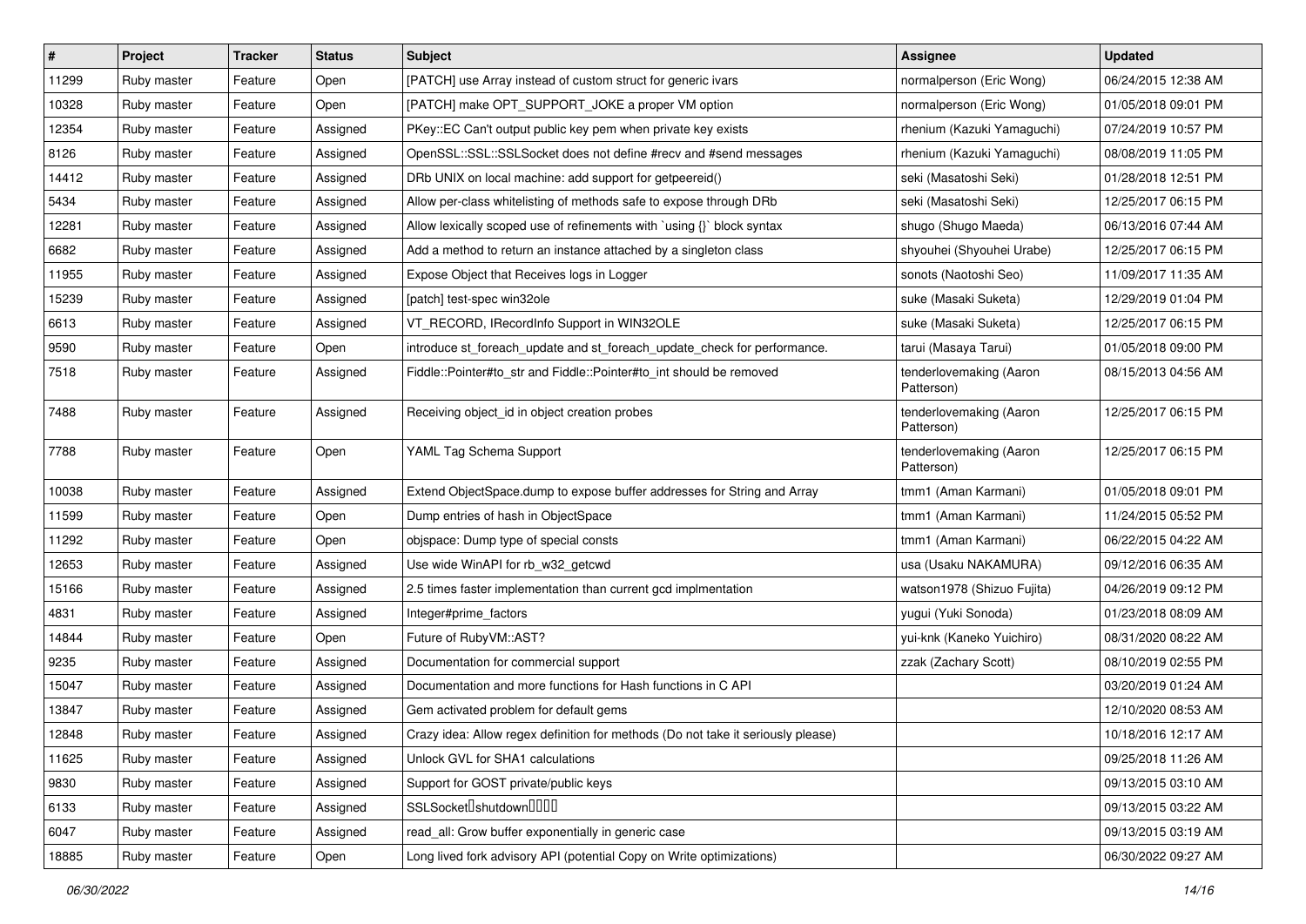| # | Project | Tracker | Status | Subject | Assignee | Updated |
|---|---|---|---|---|---|---|
| 11299 | Ruby master | Feature | Open | [PATCH] use Array instead of custom struct for generic ivars | normalperson (Eric Wong) | 06/24/2015 12:38 AM |
| 10328 | Ruby master | Feature | Open | [PATCH] make OPT_SUPPORT_JOKE a proper VM option | normalperson (Eric Wong) | 01/05/2018 09:01 PM |
| 12354 | Ruby master | Feature | Assigned | PKey::EC Can't output public key pem when private key exists | rhenium (Kazuki Yamaguchi) | 07/24/2019 10:57 PM |
| 8126 | Ruby master | Feature | Assigned | OpenSSL::SSL::SSLSocket does not define #recv and #send messages | rhenium (Kazuki Yamaguchi) | 08/08/2019 11:05 PM |
| 14412 | Ruby master | Feature | Assigned | DRb UNIX on local machine: add support for getpeereid() | seki (Masatoshi Seki) | 01/28/2018 12:51 PM |
| 5434 | Ruby master | Feature | Assigned | Allow per-class whitelisting of methods safe to expose through DRb | seki (Masatoshi Seki) | 12/25/2017 06:15 PM |
| 12281 | Ruby master | Feature | Assigned | Allow lexically scoped use of refinements with `using {}` block syntax | shugo (Shugo Maeda) | 06/13/2016 07:44 AM |
| 6682 | Ruby master | Feature | Assigned | Add a method to return an instance attached by a singleton class | shyouhei (Shyouhei Urabe) | 12/25/2017 06:15 PM |
| 11955 | Ruby master | Feature | Assigned | Expose Object that Receives logs in Logger | sonots (Naotoshi Seo) | 11/09/2017 11:35 AM |
| 15239 | Ruby master | Feature | Assigned | [patch] test-spec win32ole | suke (Masaki Suketa) | 12/29/2019 01:04 PM |
| 6613 | Ruby master | Feature | Assigned | VT_RECORD, IRecordInfo Support in WIN32OLE | suke (Masaki Suketa) | 12/25/2017 06:15 PM |
| 9590 | Ruby master | Feature | Open | introduce st_foreach_update and st_foreach_update_check for performance. | tarui (Masaya Tarui) | 01/05/2018 09:00 PM |
| 7518 | Ruby master | Feature | Assigned | Fiddle::Pointer#to_str and Fiddle::Pointer#to_int should be removed | tenderlovemaking (Aaron Patterson) | 08/15/2013 04:56 AM |
| 7488 | Ruby master | Feature | Assigned | Receiving object_id in object creation probes | tenderlovemaking (Aaron Patterson) | 12/25/2017 06:15 PM |
| 7788 | Ruby master | Feature | Open | YAML Tag Schema Support | tenderlovemaking (Aaron Patterson) | 12/25/2017 06:15 PM |
| 10038 | Ruby master | Feature | Assigned | Extend ObjectSpace.dump to expose buffer addresses for String and Array | tmm1 (Aman Karmani) | 01/05/2018 09:01 PM |
| 11599 | Ruby master | Feature | Open | Dump entries of hash in ObjectSpace | tmm1 (Aman Karmani) | 11/24/2015 05:52 PM |
| 11292 | Ruby master | Feature | Open | objspace: Dump type of special consts | tmm1 (Aman Karmani) | 06/22/2015 04:22 AM |
| 12653 | Ruby master | Feature | Assigned | Use wide WinAPI for rb_w32_getcwd | usa (Usaku NAKAMURA) | 09/12/2016 06:35 AM |
| 15166 | Ruby master | Feature | Assigned | 2.5 times faster implementation than current gcd implmentation | watson1978 (Shizuo Fujita) | 04/26/2019 09:12 PM |
| 4831 | Ruby master | Feature | Assigned | Integer#prime_factors | yugui (Yuki Sonoda) | 01/23/2018 08:09 AM |
| 14844 | Ruby master | Feature | Open | Future of RubyVM::AST? | yui-knk (Kaneko Yuichiro) | 08/31/2020 08:22 AM |
| 9235 | Ruby master | Feature | Assigned | Documentation for commercial support | zzak (Zachary Scott) | 08/10/2019 02:55 PM |
| 15047 | Ruby master | Feature | Assigned | Documentation and more functions for Hash functions in C API | | 03/20/2019 01:24 AM |
| 13847 | Ruby master | Feature | Assigned | Gem activated problem for default gems | | 12/10/2020 08:53 AM |
| 12848 | Ruby master | Feature | Assigned | Crazy idea: Allow regex definition for methods (Do not take it seriously please) | | 10/18/2016 12:17 AM |
| 11625 | Ruby master | Feature | Assigned | Unlock GVL for SHA1 calculations | | 09/25/2018 11:26 AM |
| 9830 | Ruby master | Feature | Assigned | Support for GOST private/public keys | | 09/13/2015 03:10 AM |
| 6133 | Ruby master | Feature | Assigned | SSLSocket�shutdown���� | | 09/13/2015 03:22 AM |
| 6047 | Ruby master | Feature | Assigned | read_all: Grow buffer exponentially in generic case | | 09/13/2015 03:19 AM |
| 18885 | Ruby master | Feature | Open | Long lived fork advisory API (potential Copy on Write optimizations) | | 06/30/2022 09:27 AM |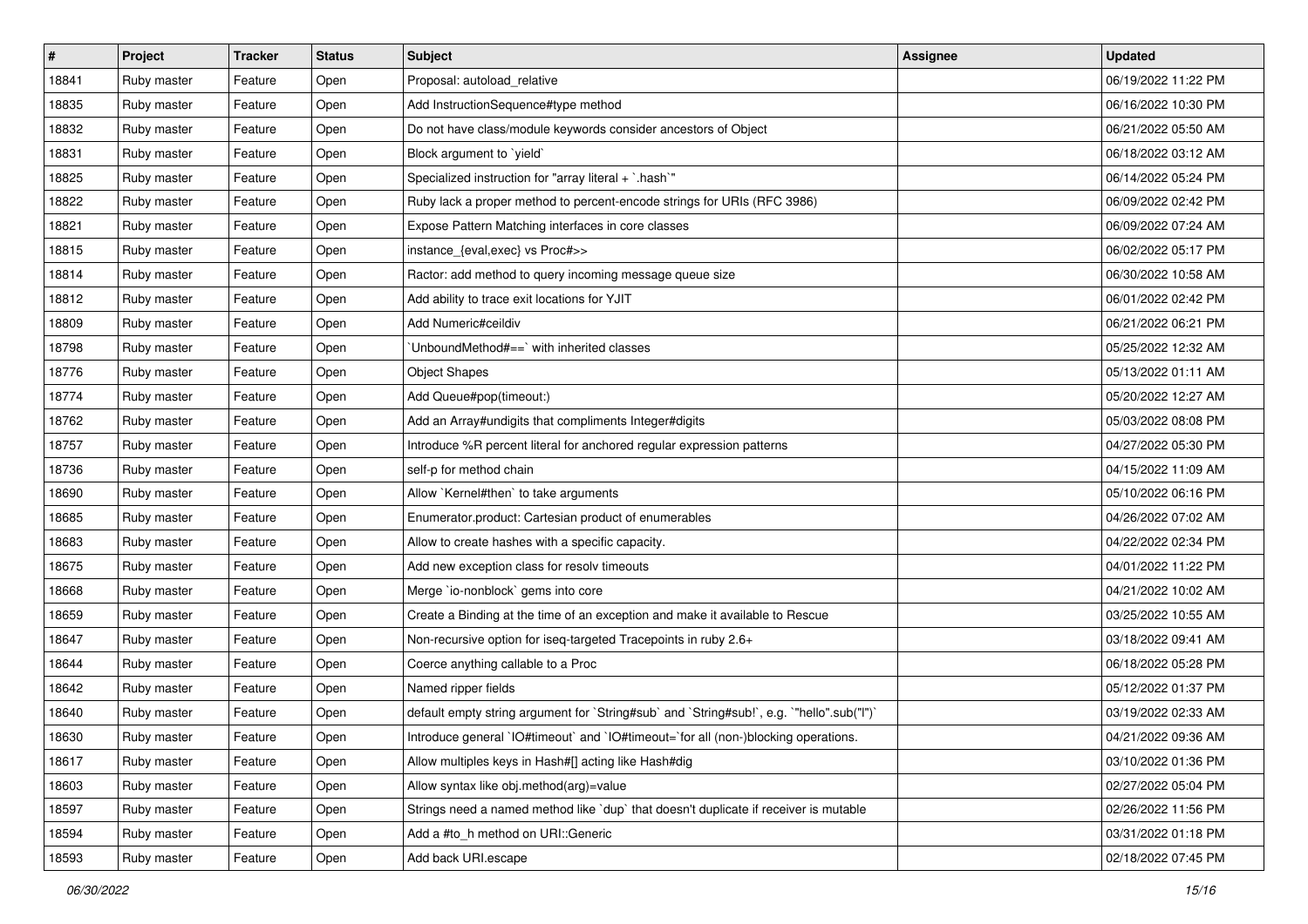| # | Project | Tracker | Status | Subject | Assignee | Updated |
|---|---|---|---|---|---|---|
| 18841 | Ruby master | Feature | Open | Proposal: autoload_relative | | 06/19/2022 11:22 PM |
| 18835 | Ruby master | Feature | Open | Add InstructionSequence#type method | | 06/16/2022 10:30 PM |
| 18832 | Ruby master | Feature | Open | Do not have class/module keywords consider ancestors of Object | | 06/21/2022 05:50 AM |
| 18831 | Ruby master | Feature | Open | Block argument to `yield` | | 06/18/2022 03:12 AM |
| 18825 | Ruby master | Feature | Open | Specialized instruction for "array literal + `.hash`" | | 06/14/2022 05:24 PM |
| 18822 | Ruby master | Feature | Open | Ruby lack a proper method to percent-encode strings for URIs (RFC 3986) | | 06/09/2022 02:42 PM |
| 18821 | Ruby master | Feature | Open | Expose Pattern Matching interfaces in core classes | | 06/09/2022 07:24 AM |
| 18815 | Ruby master | Feature | Open | instance_{eval,exec} vs Proc#>> | | 06/02/2022 05:17 PM |
| 18814 | Ruby master | Feature | Open | Ractor: add method to query incoming message queue size | | 06/30/2022 10:58 AM |
| 18812 | Ruby master | Feature | Open | Add ability to trace exit locations for YJIT | | 06/01/2022 02:42 PM |
| 18809 | Ruby master | Feature | Open | Add Numeric#ceildiv | | 06/21/2022 06:21 PM |
| 18798 | Ruby master | Feature | Open | `UnboundMethod#==` with inherited classes | | 05/25/2022 12:32 AM |
| 18776 | Ruby master | Feature | Open | Object Shapes | | 05/13/2022 01:11 AM |
| 18774 | Ruby master | Feature | Open | Add Queue#pop(timeout:) | | 05/20/2022 12:27 AM |
| 18762 | Ruby master | Feature | Open | Add an Array#undigits that compliments Integer#digits | | 05/03/2022 08:08 PM |
| 18757 | Ruby master | Feature | Open | Introduce %R percent literal for anchored regular expression patterns | | 04/27/2022 05:30 PM |
| 18736 | Ruby master | Feature | Open | self-p for method chain | | 04/15/2022 11:09 AM |
| 18690 | Ruby master | Feature | Open | Allow `Kernel#then` to take arguments | | 05/10/2022 06:16 PM |
| 18685 | Ruby master | Feature | Open | Enumerator.product: Cartesian product of enumerables | | 04/26/2022 07:02 AM |
| 18683 | Ruby master | Feature | Open | Allow to create hashes with a specific capacity. | | 04/22/2022 02:34 PM |
| 18675 | Ruby master | Feature | Open | Add new exception class for resolv timeouts | | 04/01/2022 11:22 PM |
| 18668 | Ruby master | Feature | Open | Merge `io-nonblock` gems into core | | 04/21/2022 10:02 AM |
| 18659 | Ruby master | Feature | Open | Create a Binding at the time of an exception and make it available to Rescue | | 03/25/2022 10:55 AM |
| 18647 | Ruby master | Feature | Open | Non-recursive option for iseq-targeted Tracepoints in ruby 2.6+ | | 03/18/2022 09:41 AM |
| 18644 | Ruby master | Feature | Open | Coerce anything callable to a Proc | | 06/18/2022 05:28 PM |
| 18642 | Ruby master | Feature | Open | Named ripper fields | | 05/12/2022 01:37 PM |
| 18640 | Ruby master | Feature | Open | default empty string argument for `String#sub` and `String#sub!`, e.g. `"hello".sub("l")` | | 03/19/2022 02:33 AM |
| 18630 | Ruby master | Feature | Open | Introduce general `IO#timeout` and `IO#timeout=`for all (non-)blocking operations. | | 04/21/2022 09:36 AM |
| 18617 | Ruby master | Feature | Open | Allow multiples keys in Hash#[] acting like Hash#dig | | 03/10/2022 01:36 PM |
| 18603 | Ruby master | Feature | Open | Allow syntax like obj.method(arg)=value | | 02/27/2022 05:04 PM |
| 18597 | Ruby master | Feature | Open | Strings need a named method like `dup` that doesn't duplicate if receiver is mutable | | 02/26/2022 11:56 PM |
| 18594 | Ruby master | Feature | Open | Add a #to_h method on URI::Generic | | 03/31/2022 01:18 PM |
| 18593 | Ruby master | Feature | Open | Add back URI.escape | | 02/18/2022 07:45 PM |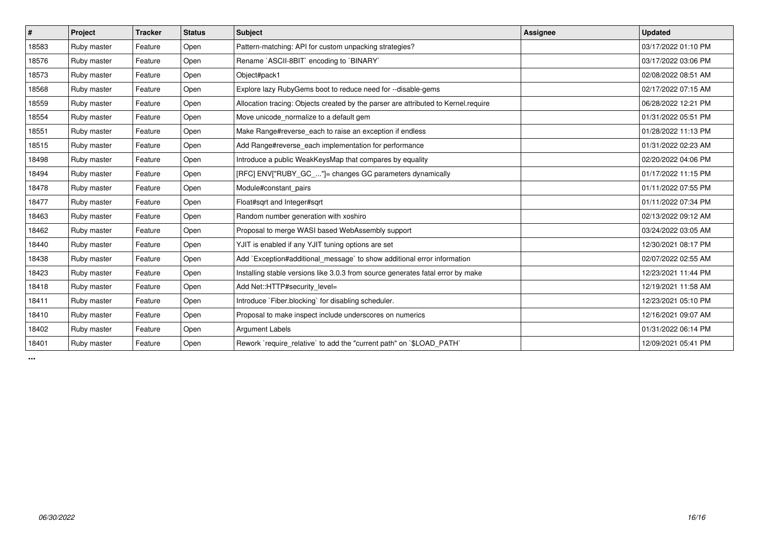| # | Project | Tracker | Status | Subject | Assignee | Updated |
| --- | --- | --- | --- | --- | --- | --- |
| 18583 | Ruby master | Feature | Open | Pattern-matching: API for custom unpacking strategies? | | 03/17/2022 01:10 PM |
| 18576 | Ruby master | Feature | Open | Rename `ASCII-8BIT` encoding to `BINARY` | | 03/17/2022 03:06 PM |
| 18573 | Ruby master | Feature | Open | Object#pack1 | | 02/08/2022 08:51 AM |
| 18568 | Ruby master | Feature | Open | Explore lazy RubyGems boot to reduce need for --disable-gems | | 02/17/2022 07:15 AM |
| 18559 | Ruby master | Feature | Open | Allocation tracing: Objects created by the parser are attributed to Kernel.require | | 06/28/2022 12:21 PM |
| 18554 | Ruby master | Feature | Open | Move unicode_normalize to a default gem | | 01/31/2022 05:51 PM |
| 18551 | Ruby master | Feature | Open | Make Range#reverse_each to raise an exception if endless | | 01/28/2022 11:13 PM |
| 18515 | Ruby master | Feature | Open | Add Range#reverse_each implementation for performance | | 01/31/2022 02:23 AM |
| 18498 | Ruby master | Feature | Open | Introduce a public WeakKeysMap that compares by equality | | 02/20/2022 04:06 PM |
| 18494 | Ruby master | Feature | Open | [RFC] ENV["RUBY_GC_..."]= changes GC parameters dynamically | | 01/17/2022 11:15 PM |
| 18478 | Ruby master | Feature | Open | Module#constant_pairs | | 01/11/2022 07:55 PM |
| 18477 | Ruby master | Feature | Open | Float#sqrt and Integer#sqrt | | 01/11/2022 07:34 PM |
| 18463 | Ruby master | Feature | Open | Random number generation with xoshiro | | 02/13/2022 09:12 AM |
| 18462 | Ruby master | Feature | Open | Proposal to merge WASI based WebAssembly support | | 03/24/2022 03:05 AM |
| 18440 | Ruby master | Feature | Open | YJIT is enabled if any YJIT tuning options are set | | 12/30/2021 08:17 PM |
| 18438 | Ruby master | Feature | Open | Add `Exception#additional_message` to show additional error information | | 02/07/2022 02:55 AM |
| 18423 | Ruby master | Feature | Open | Installing stable versions like 3.0.3 from source generates fatal error by make | | 12/23/2021 11:44 PM |
| 18418 | Ruby master | Feature | Open | Add Net::HTTP#security_level= | | 12/19/2021 11:58 AM |
| 18411 | Ruby master | Feature | Open | Introduce `Fiber.blocking` for disabling scheduler. | | 12/23/2021 05:10 PM |
| 18410 | Ruby master | Feature | Open | Proposal to make inspect include underscores on numerics | | 12/16/2021 09:07 AM |
| 18402 | Ruby master | Feature | Open | Argument Labels | | 01/31/2022 06:14 PM |
| 18401 | Ruby master | Feature | Open | Rework `require_relative` to add the "current path" on `$LOAD_PATH` | | 12/09/2021 05:41 PM |

...